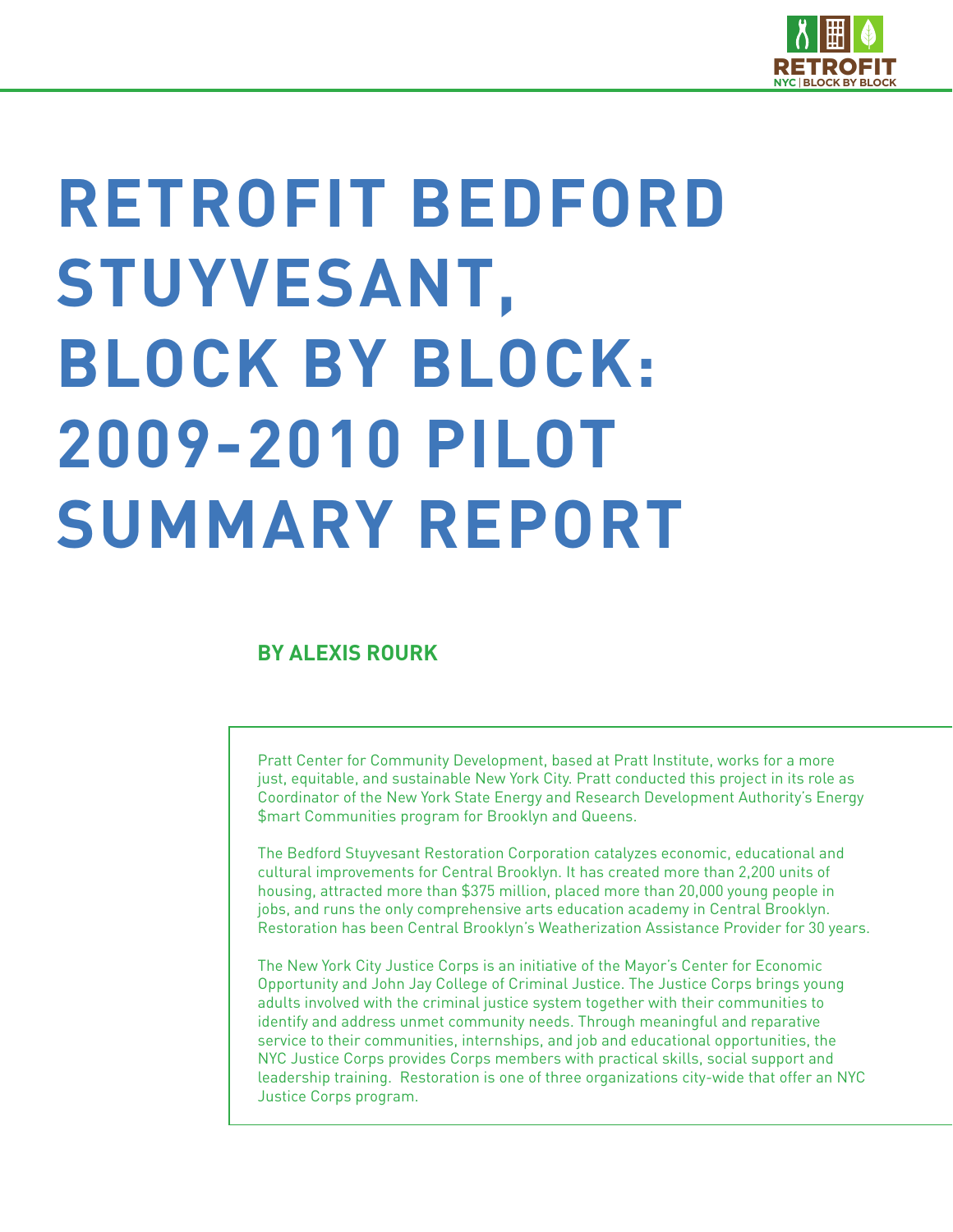# RETROFIT BEDFORD STUYVESANT, BLOCK BY BLOCK: 2009-2010 PILOT SUMMARY REPORT

**BY ALEXIS ROURK**

Pratt Center for Community Development, based at Pratt Institute, works for a more just, equitable, and sustainable New York City. Pratt conducted this project in its role as Coordinator of the New York State Energy and Research Development Authority's Energy $mart Communities program for Brooklyn and Queens.

The Bedford Stuyvesant Restoration Corporation catalyzes economic, educational and cultural improvements for Central Brooklyn. It has created more than 2,200 units of housing, attracted more than $375 million, placed more than 20,000 young people in jobs, and runs the only comprehensive arts education academy in Central Brooklyn. Restoration has been Central Brooklyn's Weatherization Assistance Provider for 30 years.

The New York City Justice Corps is an initiative of the Mayor's Center for Economic Opportunity and John Jay College of Criminal Justice. The Justice Corps brings young adults involved with the criminal justice system together with their communities to identify and address unmet community needs. Through meaningful and reparative service to their communities, internships, and job and educational opportunities, the NYC Justice Corps provides Corps members with practical skills, social support and leadership training. Restoration is one of three organizations city-wide that offer an NYC Justice Corps program.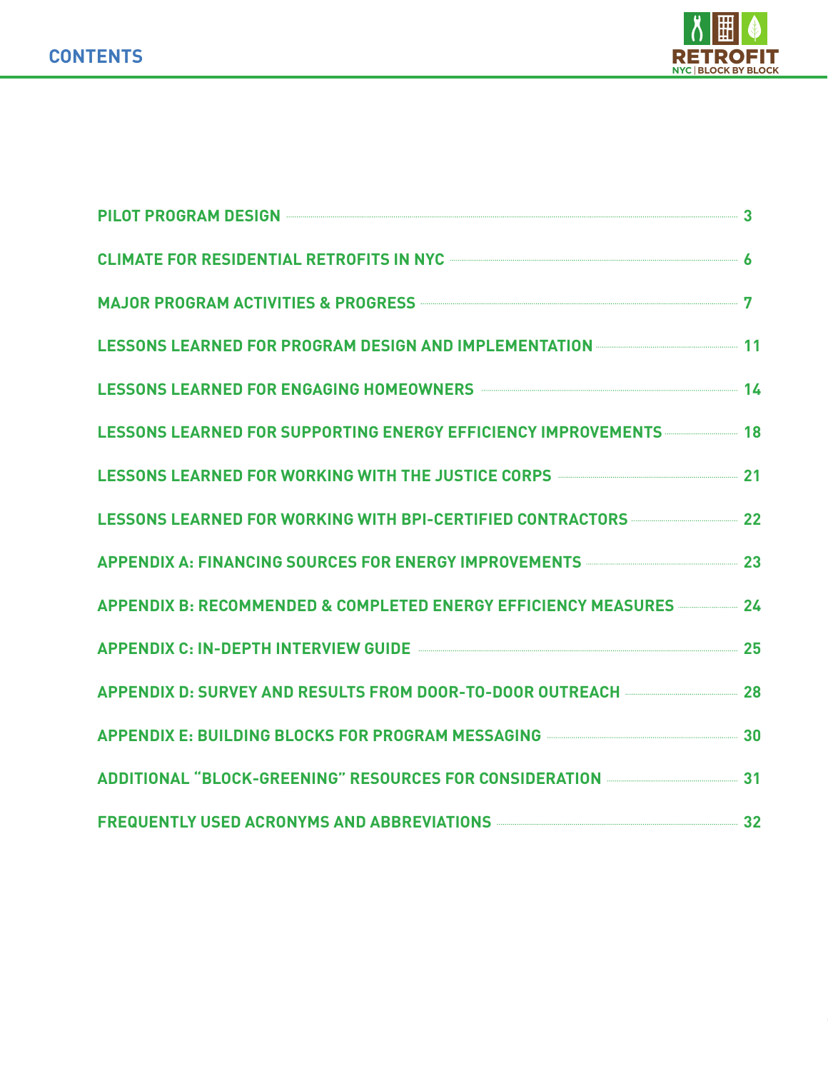# CONTENTS

| | |
|---|---|
| PILOT PROGRAM DESIGN | 3 |
| CLIMATE FOR RESIDENTIAL RETROFITS IN NYC | 6 |
| MAJOR PROGRAM ACTIVITIES & PROGRESS | 7 |
| LESSONS LEARNED FOR PROGRAM DESIGN AND IMPLEMENTATION | 11 |
| LESSONS LEARNED FOR ENGAGING HOMEOWNERS | 14 |
| LESSONS LEARNED FOR SUPPORTING ENERGY EFFICIENCY IMPROVEMENTS | 18 |
| LESSONS LEARNED FOR WORKING WITH THE JUSTICE CORPS | 21 |
| LESSONS LEARNED FOR WORKING WITH BPI-CERTIFIED CONTRACTORS | 22 |
| APPENDIX A: FINANCING SOURCES FOR ENERGY IMPROVEMENTS | 23 |
| APPENDIX B: RECOMMENDED & COMPLETED ENERGY EFFICIENCY MEASURES | 24 |
| APPENDIX C: IN-DEPTH INTERVIEW GUIDE | 25 |
| APPENDIX D: SURVEY AND RESULTS FROM DOOR-TO-DOOR OUTREACH | 28 |
| APPENDIX E: BUILDING BLOCKS FOR PROGRAM MESSAGING | 30 |
| ADDITIONAL "BLOCK-GREENING" RESOURCES FOR CONSIDERATION | 31 |
| FREQUENTLY USED ACRONYMS AND ABBREVIATIONS | 32 |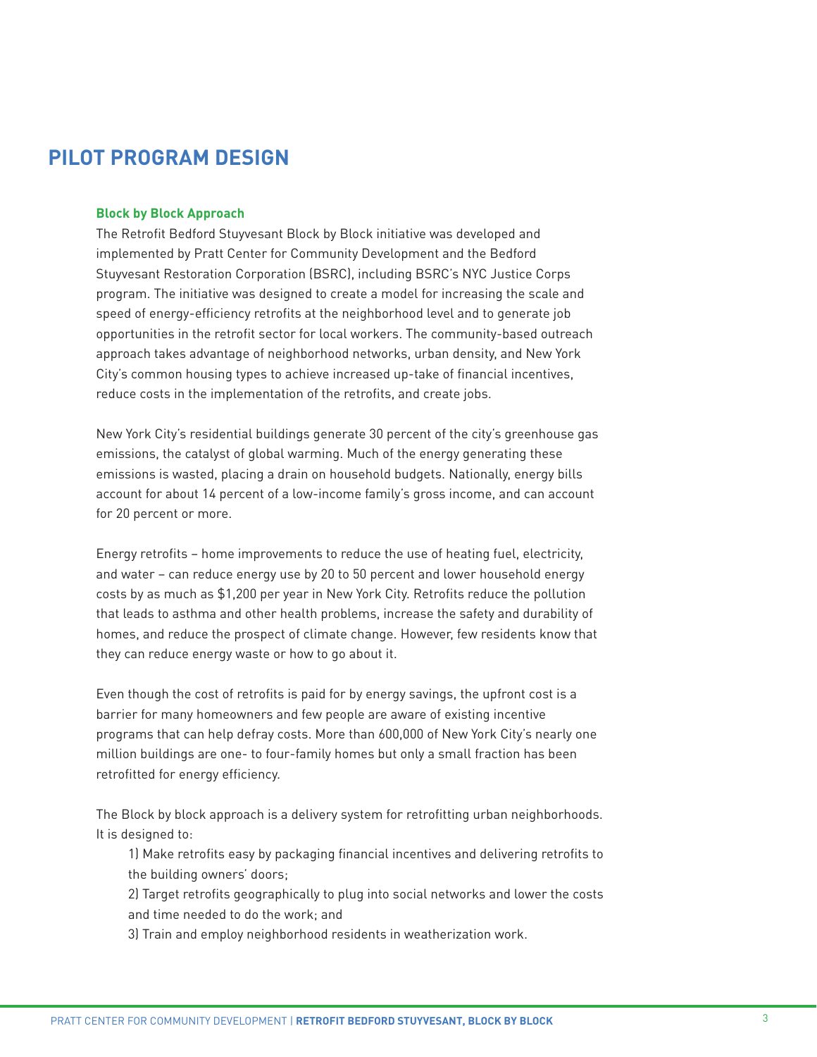# PILOT PROGRAM DESIGN

### Block by Block Approach

The Retrofit Bedford Stuyvesant Block by Block initiative was developed and implemented by Pratt Center for Community Development and the Bedford Stuyvesant Restoration Corporation (BSRC), including BSRC's NYC Justice Corps program. The initiative was designed to create a model for increasing the scale and speed of energy-efficiency retrofits at the neighborhood level and to generate job opportunities in the retrofit sector for local workers. The community-based outreach approach takes advantage of neighborhood networks, urban density, and New York City's common housing types to achieve increased up-take of financial incentives, reduce costs in the implementation of the retrofits, and create jobs.

New York City's residential buildings generate 30 percent of the city's greenhouse gas emissions, the catalyst of global warming. Much of the energy generating these emissions is wasted, placing a drain on household budgets. Nationally, energy bills account for about 14 percent of a low-income family's gross income, and can account for 20 percent or more.

Energy retrofits – home improvements to reduce the use of heating fuel, electricity, and water – can reduce energy use by 20 to 50 percent and lower household energy costs by as much as $1,200 per year in New York City. Retrofits reduce the pollution that leads to asthma and other health problems, increase the safety and durability of homes, and reduce the prospect of climate change. However, few residents know that they can reduce energy waste or how to go about it.

Even though the cost of retrofits is paid for by energy savings, the upfront cost is a barrier for many homeowners and few people are aware of existing incentive programs that can help defray costs. More than 600,000 of New York City's nearly one million buildings are one- to four-family homes but only a small fraction has been retrofitted for energy efficiency.

The Block by block approach is a delivery system for retrofitting urban neighborhoods. It is designed to:

1) Make retrofits easy by packaging financial incentives and delivering retrofits to the building owners' doors;

2) Target retrofits geographically to plug into social networks and lower the costs and time needed to do the work; and

3) Train and employ neighborhood residents in weatherization work.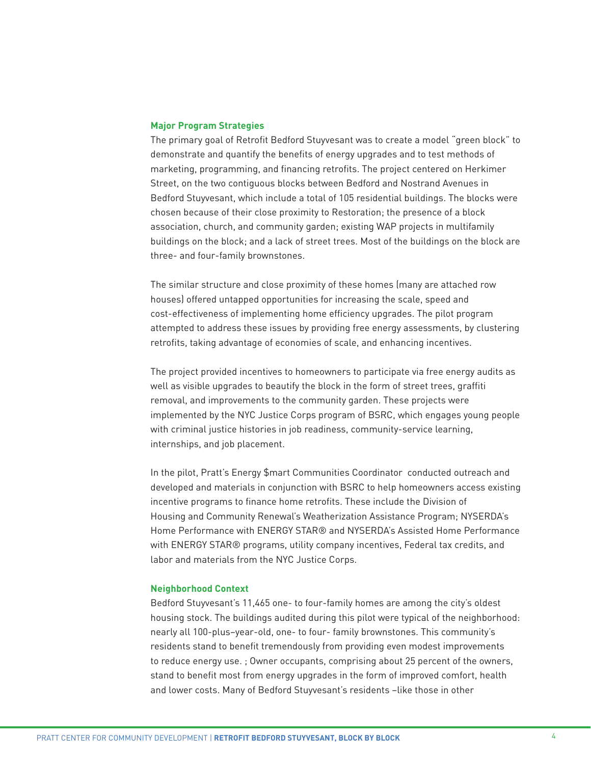**Major Program Strategies**

The primary goal of Retrofit Bedford Stuyvesant was to create a model "green block" to demonstrate and quantify the benefits of energy upgrades and to test methods of marketing, programming, and financing retrofits. The project centered on Herkimer Street, on the two contiguous blocks between Bedford and Nostrand Avenues in Bedford Stuyvesant, which include a total of 105 residential buildings. The blocks were chosen because of their close proximity to Restoration; the presence of a block association, church, and community garden; existing WAP projects in multifamily buildings on the block; and a lack of street trees. Most of the buildings on the block are three- and four-family brownstones.

The similar structure and close proximity of these homes (many are attached row houses) offered untapped opportunities for increasing the scale, speed and cost-effectiveness of implementing home efficiency upgrades. The pilot program attempted to address these issues by providing free energy assessments, by clustering retrofits, taking advantage of economies of scale, and enhancing incentives.

The project provided incentives to homeowners to participate via free energy audits as well as visible upgrades to beautify the block in the form of street trees, graffiti removal, and improvements to the community garden. These projects were implemented by the NYC Justice Corps program of BSRC, which engages young people with criminal justice histories in job readiness, community-service learning, internships, and job placement.

In the pilot, Pratt's Energy $mart Communities Coordinator conducted outreach and developed and materials in conjunction with BSRC to help homeowners access existing incentive programs to finance home retrofits. These include the Division of Housing and Community Renewal's Weatherization Assistance Program; NYSERDA's Home Performance with ENERGY STAR® and NYSERDA's Assisted Home Performance with ENERGY STAR® programs, utility company incentives, Federal tax credits, and labor and materials from the NYC Justice Corps.

**Neighborhood Context**

Bedford Stuyvesant's 11,465 one- to four-family homes are among the city's oldest housing stock. The buildings audited during this pilot were typical of the neighborhood: nearly all 100-plus–year-old, one- to four- family brownstones. This community's residents stand to benefit tremendously from providing even modest improvements to reduce energy use. ; Owner occupants, comprising about 25 percent of the owners, stand to benefit most from energy upgrades in the form of improved comfort, health and lower costs. Many of Bedford Stuyvesant's residents –like those in other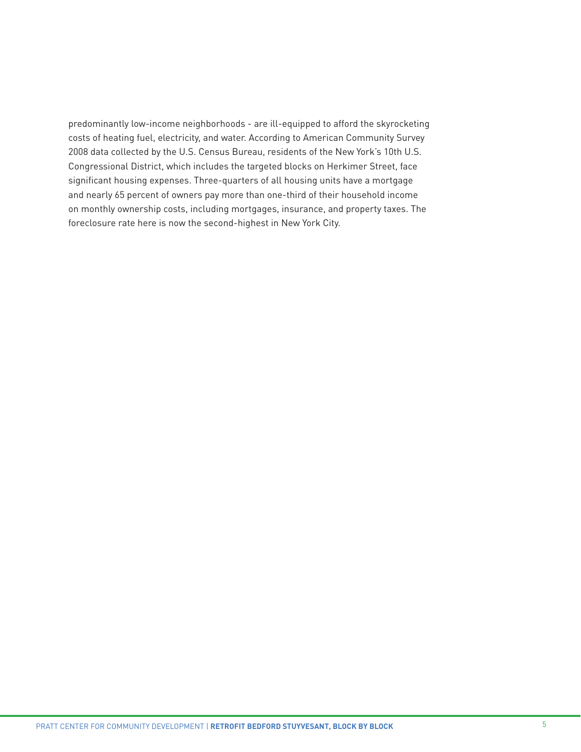predominantly low-income neighborhoods - are ill-equipped to afford the skyrocketing costs of heating fuel, electricity, and water. According to American Community Survey 2008 data collected by the U.S. Census Bureau, residents of the New York's 10th U.S. Congressional District, which includes the targeted blocks on Herkimer Street, face significant housing expenses. Three-quarters of all housing units have a mortgage and nearly 65 percent of owners pay more than one-third of their household income on monthly ownership costs, including mortgages, insurance, and property taxes. The foreclosure rate here is now the second-highest in New York City.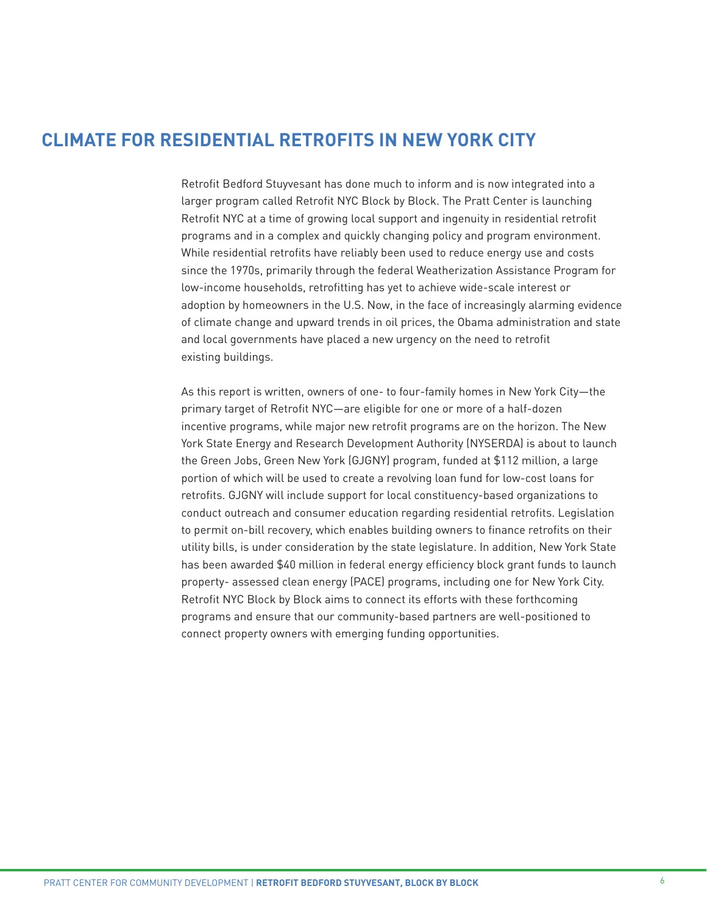## CLIMATE FOR RESIDENTIAL RETROFITS IN NEW YORK CITY

Retrofit Bedford Stuyvesant has done much to inform and is now integrated into a larger program called Retrofit NYC Block by Block. The Pratt Center is launching Retrofit NYC at a time of growing local support and ingenuity in residential retrofit programs and in a complex and quickly changing policy and program environment. While residential retrofits have reliably been used to reduce energy use and costs since the 1970s, primarily through the federal Weatherization Assistance Program for low-income households, retrofitting has yet to achieve wide-scale interest or adoption by homeowners in the U.S. Now, in the face of increasingly alarming evidence of climate change and upward trends in oil prices, the Obama administration and state and local governments have placed a new urgency on the need to retrofit existing buildings.

As this report is written, owners of one- to four-family homes in New York City—the primary target of Retrofit NYC—are eligible for one or more of a half-dozen incentive programs, while major new retrofit programs are on the horizon. The New York State Energy and Research Development Authority (NYSERDA) is about to launch the Green Jobs, Green New York (GJGNY) program, funded at $112 million, a large portion of which will be used to create a revolving loan fund for low-cost loans for retrofits. GJGNY will include support for local constituency-based organizations to conduct outreach and consumer education regarding residential retrofits. Legislation to permit on-bill recovery, which enables building owners to finance retrofits on their utility bills, is under consideration by the state legislature. In addition, New York State has been awarded $40 million in federal energy efficiency block grant funds to launch property- assessed clean energy (PACE) programs, including one for New York City. Retrofit NYC Block by Block aims to connect its efforts with these forthcoming programs and ensure that our community-based partners are well-positioned to connect property owners with emerging funding opportunities.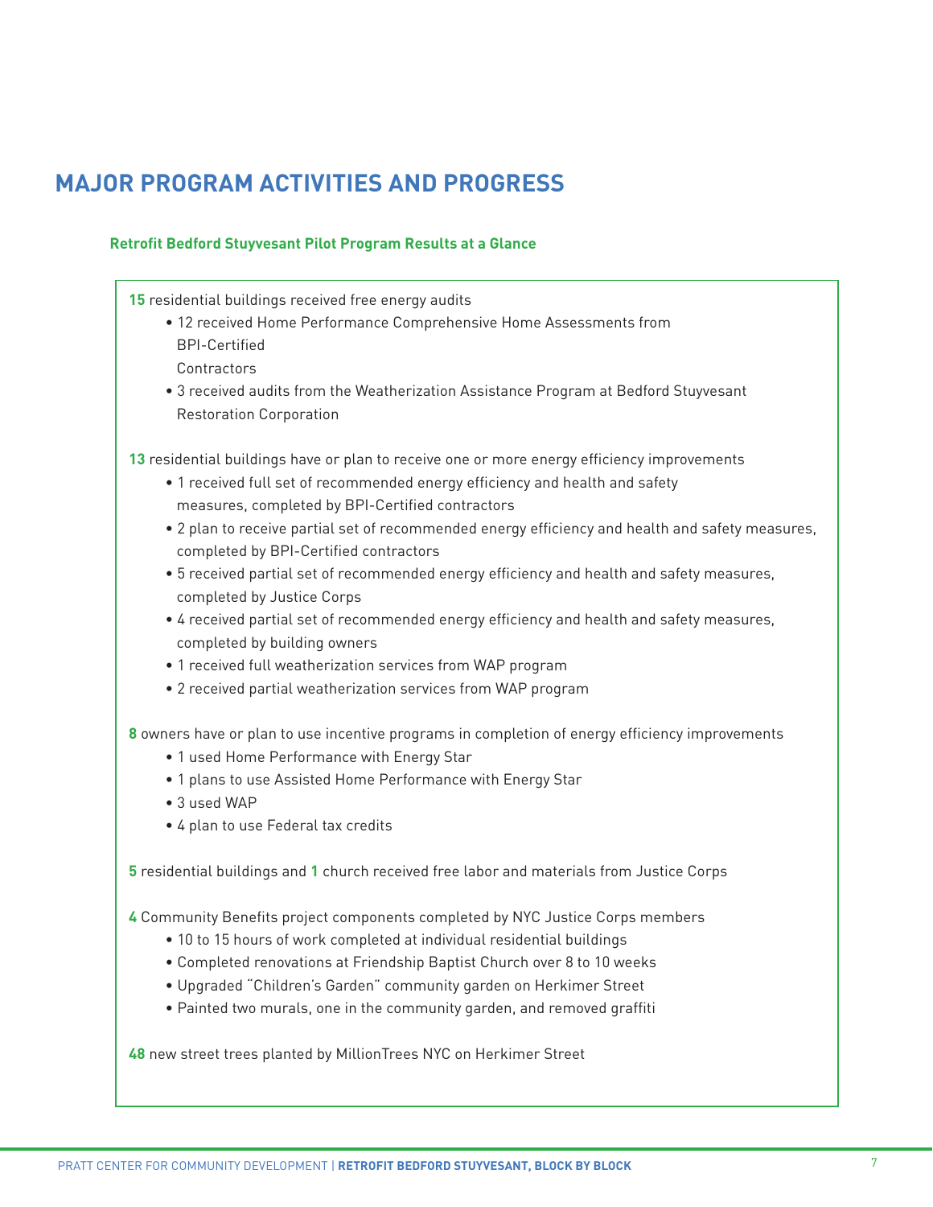## MAJOR PROGRAM ACTIVITIES AND PROGRESS

### Retrofit Bedford Stuyvesant Pilot Program Results at a Glance

**15** residential buildings received free energy audits

- 12 received Home Performance Comprehensive Home Assessments from BPI-Certified Contractors
- 3 received audits from the Weatherization Assistance Program at Bedford Stuyvesant Restoration Corporation

**13** residential buildings have or plan to receive one or more energy efficiency improvements

- 1 received full set of recommended energy efficiency and health and safety measures, completed by BPI-Certified contractors
- 2 plan to receive partial set of recommended energy efficiency and health and safety measures, completed by BPI-Certified contractors
- 5 received partial set of recommended energy efficiency and health and safety measures, completed by Justice Corps
- 4 received partial set of recommended energy efficiency and health and safety measures, completed by building owners
- 1 received full weatherization services from WAP program
- 2 received partial weatherization services from WAP program

**8** owners have or plan to use incentive programs in completion of energy efficiency improvements

- 1 used Home Performance with Energy Star
- 1 plans to use Assisted Home Performance with Energy Star
- 3 used WAP
- 4 plan to use Federal tax credits

**5** residential buildings and **1** church received free labor and materials from Justice Corps

**4** Community Benefits project components completed by NYC Justice Corps members

- 10 to 15 hours of work completed at individual residential buildings
- Completed renovations at Friendship Baptist Church over 8 to 10 weeks
- Upgraded "Children's Garden" community garden on Herkimer Street
- Painted two murals, one in the community garden, and removed graffiti

**48** new street trees planted by MillionTrees NYC on Herkimer Street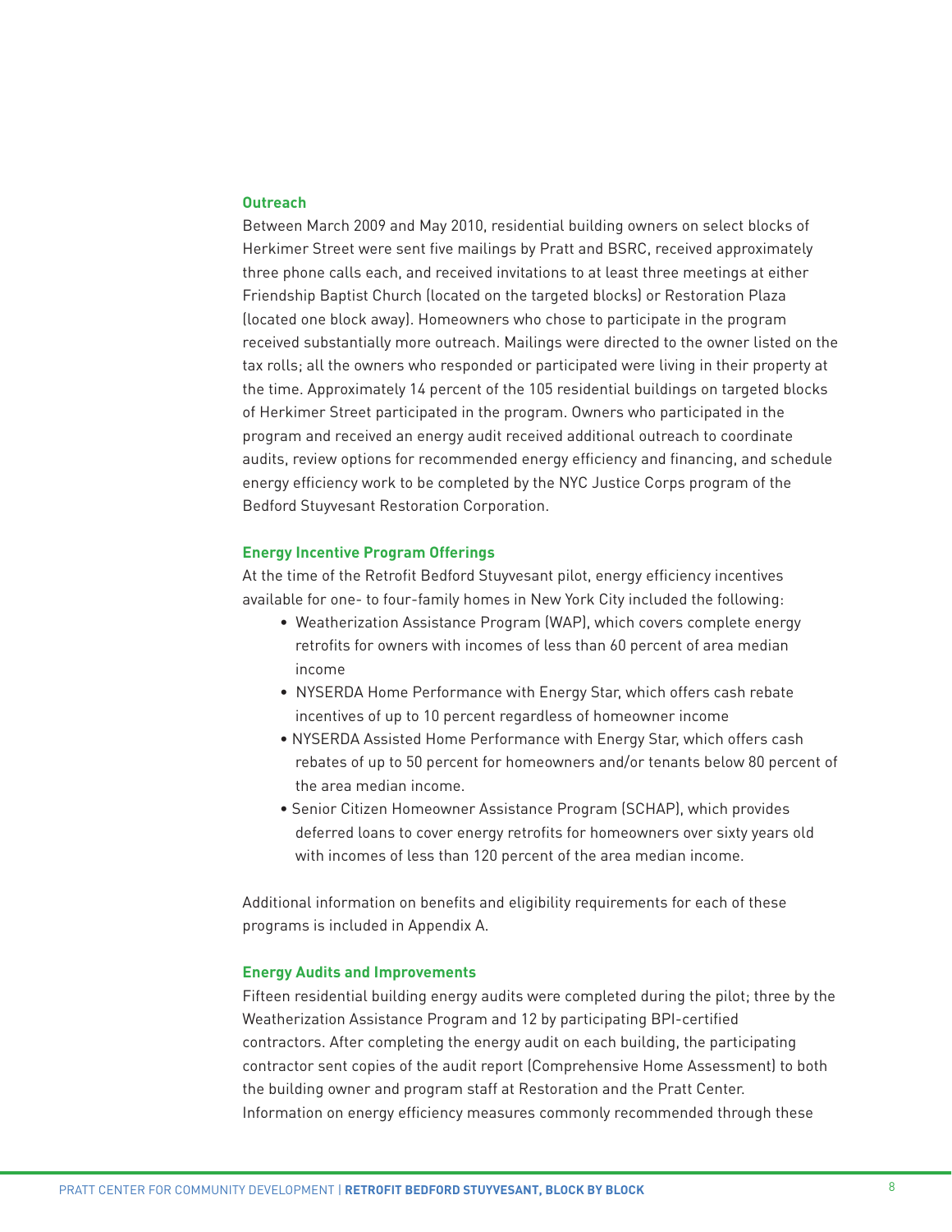### Outreach

Between March 2009 and May 2010, residential building owners on select blocks of Herkimer Street were sent five mailings by Pratt and BSRC, received approximately three phone calls each, and received invitations to at least three meetings at either Friendship Baptist Church (located on the targeted blocks) or Restoration Plaza (located one block away). Homeowners who chose to participate in the program received substantially more outreach. Mailings were directed to the owner listed on the tax rolls; all the owners who responded or participated were living in their property at the time. Approximately 14 percent of the 105 residential buildings on targeted blocks of Herkimer Street participated in the program. Owners who participated in the program and received an energy audit received additional outreach to coordinate audits, review options for recommended energy efficiency and financing, and schedule energy efficiency work to be completed by the NYC Justice Corps program of the Bedford Stuyvesant Restoration Corporation.

### Energy Incentive Program Offerings

At the time of the Retrofit Bedford Stuyvesant pilot, energy efficiency incentives available for one- to four-family homes in New York City included the following:

- Weatherization Assistance Program (WAP), which covers complete energy retrofits for owners with incomes of less than 60 percent of area median income
- NYSERDA Home Performance with Energy Star, which offers cash rebate incentives of up to 10 percent regardless of homeowner income
- NYSERDA Assisted Home Performance with Energy Star, which offers cash rebates of up to 50 percent for homeowners and/or tenants below 80 percent of the area median income.
- Senior Citizen Homeowner Assistance Program (SCHAP), which provides deferred loans to cover energy retrofits for homeowners over sixty years old with incomes of less than 120 percent of the area median income.

Additional information on benefits and eligibility requirements for each of these programs is included in Appendix A.

### Energy Audits and Improvements

Fifteen residential building energy audits were completed during the pilot; three by the Weatherization Assistance Program and 12 by participating BPI-certified contractors. After completing the energy audit on each building, the participating contractor sent copies of the audit report (Comprehensive Home Assessment) to both the building owner and program staff at Restoration and the Pratt Center. Information on energy efficiency measures commonly recommended through these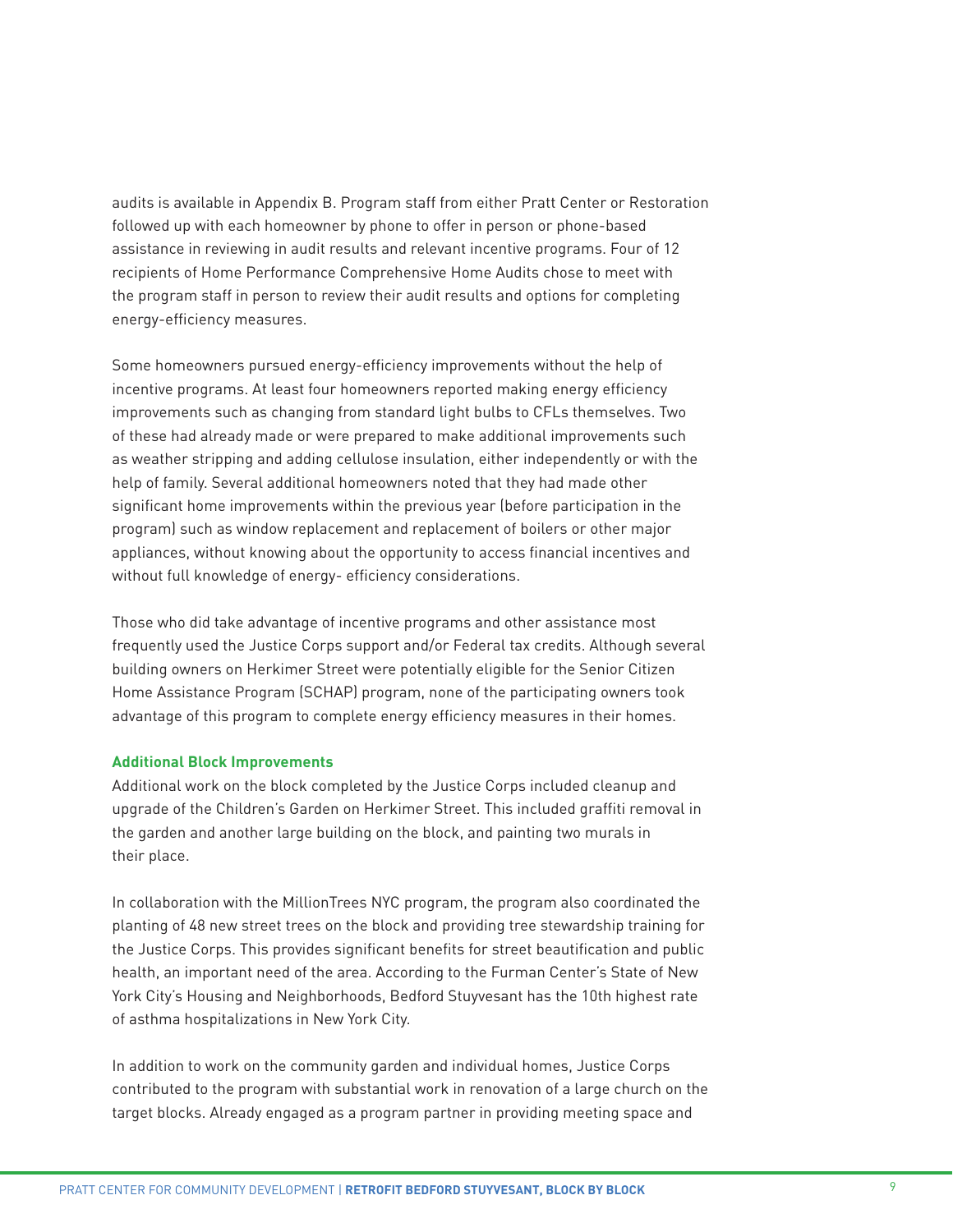audits is available in Appendix B. Program staff from either Pratt Center or Restoration followed up with each homeowner by phone to offer in person or phone-based assistance in reviewing in audit results and relevant incentive programs. Four of 12 recipients of Home Performance Comprehensive Home Audits chose to meet with the program staff in person to review their audit results and options for completing energy-efficiency measures.

Some homeowners pursued energy-efficiency improvements without the help of incentive programs. At least four homeowners reported making energy efficiency improvements such as changing from standard light bulbs to CFLs themselves. Two of these had already made or were prepared to make additional improvements such as weather stripping and adding cellulose insulation, either independently or with the help of family. Several additional homeowners noted that they had made other significant home improvements within the previous year (before participation in the program) such as window replacement and replacement of boilers or other major appliances, without knowing about the opportunity to access financial incentives and without full knowledge of energy- efficiency considerations.

Those who did take advantage of incentive programs and other assistance most frequently used the Justice Corps support and/or Federal tax credits. Although several building owners on Herkimer Street were potentially eligible for the Senior Citizen Home Assistance Program (SCHAP) program, none of the participating owners took advantage of this program to complete energy efficiency measures in their homes.

**Additional Block Improvements**

Additional work on the block completed by the Justice Corps included cleanup and upgrade of the Children's Garden on Herkimer Street. This included graffiti removal in the garden and another large building on the block, and painting two murals in their place.

In collaboration with the MillionTrees NYC program, the program also coordinated the planting of 48 new street trees on the block and providing tree stewardship training for the Justice Corps. This provides significant benefits for street beautification and public health, an important need of the area. According to the Furman Center's State of New York City's Housing and Neighborhoods, Bedford Stuyvesant has the 10th highest rate of asthma hospitalizations in New York City.

In addition to work on the community garden and individual homes, Justice Corps contributed to the program with substantial work in renovation of a large church on the target blocks. Already engaged as a program partner in providing meeting space and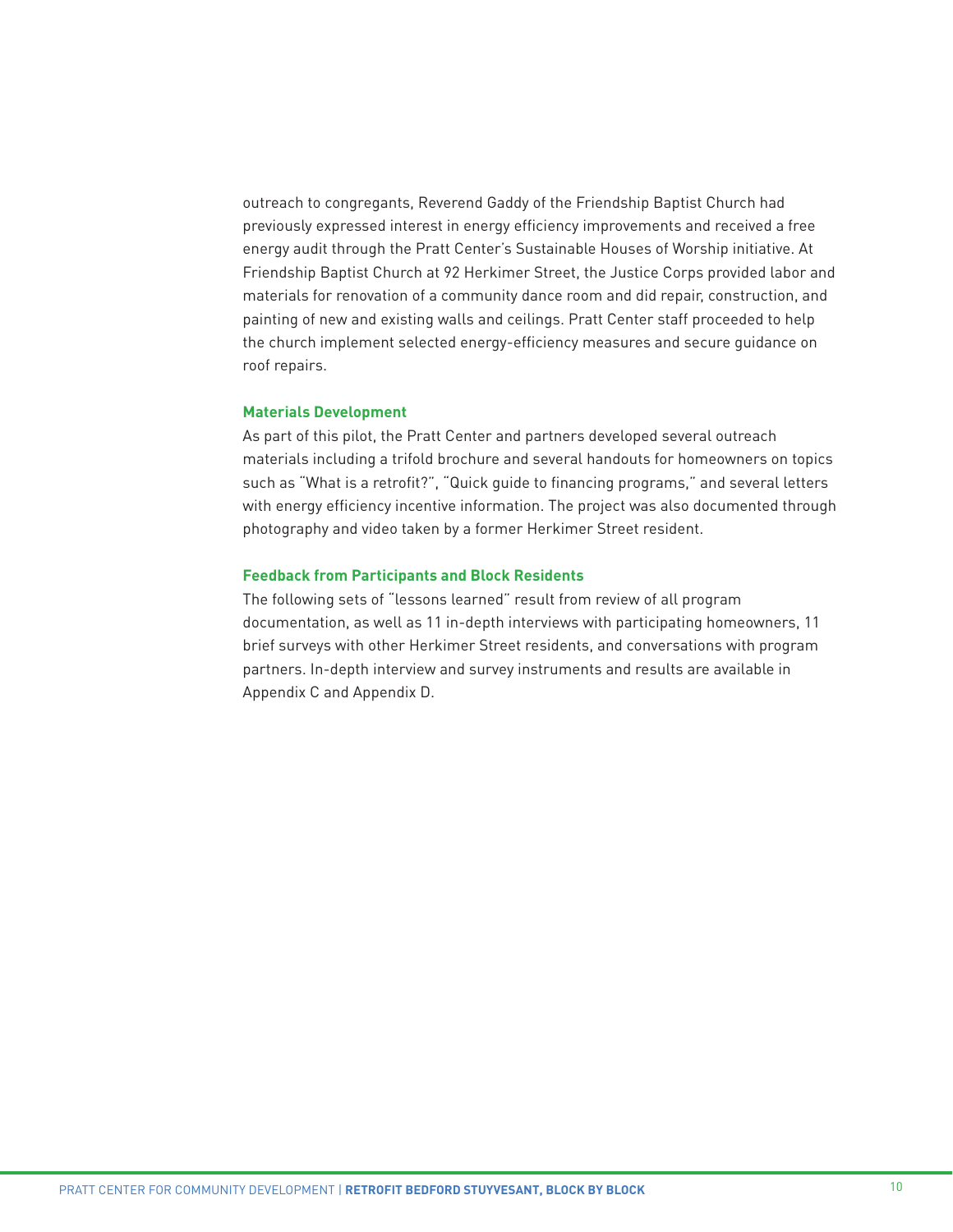outreach to congregants, Reverend Gaddy of the Friendship Baptist Church had previously expressed interest in energy efficiency improvements and received a free energy audit through the Pratt Center's Sustainable Houses of Worship initiative. At Friendship Baptist Church at 92 Herkimer Street, the Justice Corps provided labor and materials for renovation of a community dance room and did repair, construction, and painting of new and existing walls and ceilings. Pratt Center staff proceeded to help the church implement selected energy-efficiency measures and secure guidance on roof repairs.

### Materials Development

As part of this pilot, the Pratt Center and partners developed several outreach materials including a trifold brochure and several handouts for homeowners on topics such as "What is a retrofit?", "Quick guide to financing programs," and several letters with energy efficiency incentive information. The project was also documented through photography and video taken by a former Herkimer Street resident.

### Feedback from Participants and Block Residents

The following sets of "lessons learned" result from review of all program documentation, as well as 11 in-depth interviews with participating homeowners, 11 brief surveys with other Herkimer Street residents, and conversations with program partners. In-depth interview and survey instruments and results are available in Appendix C and Appendix D.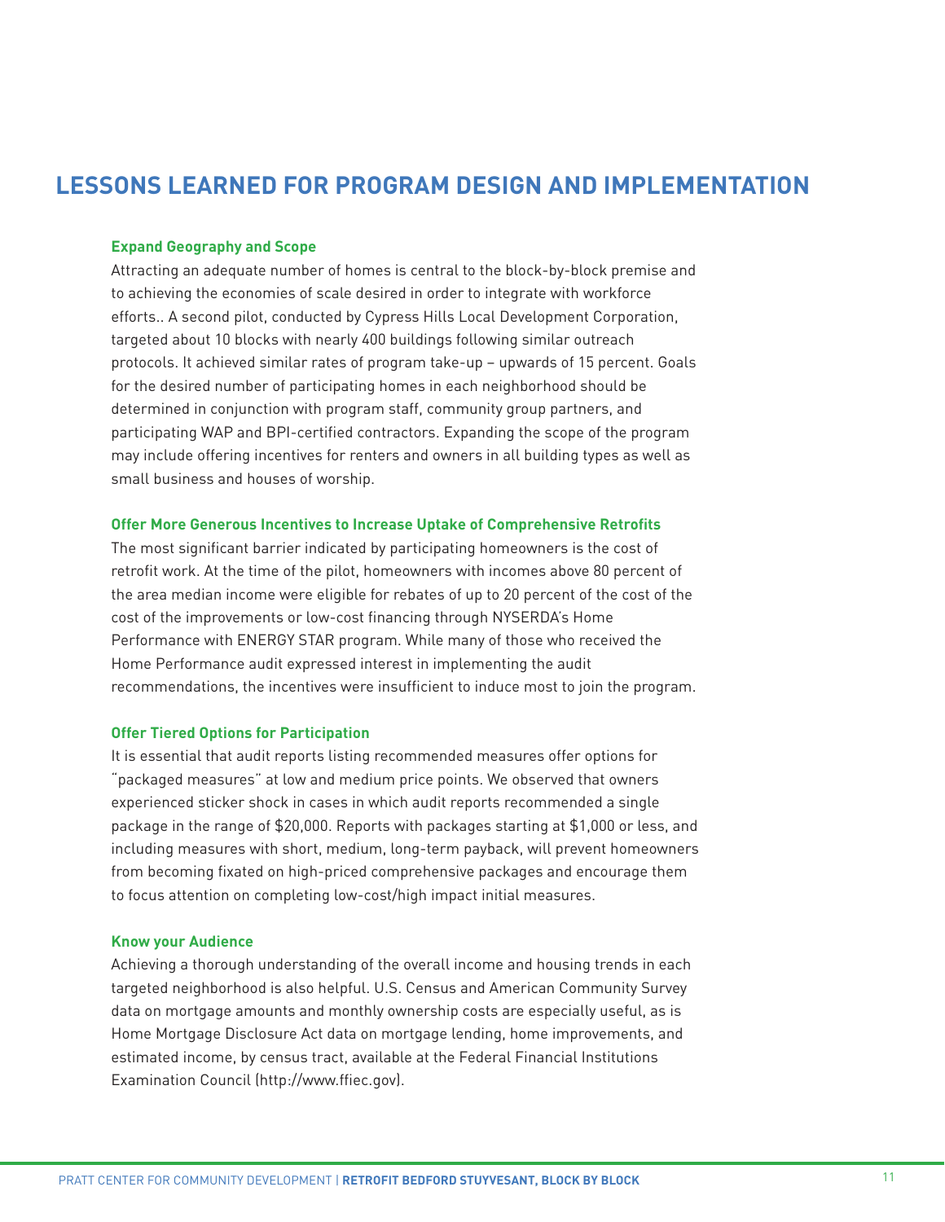## LESSONS LEARNED FOR PROGRAM DESIGN AND IMPLEMENTATION

### Expand Geography and Scope

Attracting an adequate number of homes is central to the block-by-block premise and to achieving the economies of scale desired in order to integrate with workforce efforts.. A second pilot, conducted by Cypress Hills Local Development Corporation, targeted about 10 blocks with nearly 400 buildings following similar outreach protocols. It achieved similar rates of program take-up – upwards of 15 percent. Goals for the desired number of participating homes in each neighborhood should be determined in conjunction with program staff, community group partners, and participating WAP and BPI-certified contractors. Expanding the scope of the program may include offering incentives for renters and owners in all building types as well as small business and houses of worship.

### Offer More Generous Incentives to Increase Uptake of Comprehensive Retrofits

The most significant barrier indicated by participating homeowners is the cost of retrofit work. At the time of the pilot, homeowners with incomes above 80 percent of the area median income were eligible for rebates of up to 20 percent of the cost of the cost of the improvements or low-cost financing through NYSERDA's Home Performance with ENERGY STAR program. While many of those who received the Home Performance audit expressed interest in implementing the audit recommendations, the incentives were insufficient to induce most to join the program.

### Offer Tiered Options for Participation

It is essential that audit reports listing recommended measures offer options for "packaged measures" at low and medium price points. We observed that owners experienced sticker shock in cases in which audit reports recommended a single package in the range of $20,000. Reports with packages starting at $1,000 or less, and including measures with short, medium, long-term payback, will prevent homeowners from becoming fixated on high-priced comprehensive packages and encourage them to focus attention on completing low-cost/high impact initial measures.

### Know your Audience

Achieving a thorough understanding of the overall income and housing trends in each targeted neighborhood is also helpful. U.S. Census and American Community Survey data on mortgage amounts and monthly ownership costs are especially useful, as is Home Mortgage Disclosure Act data on mortgage lending, home improvements, and estimated income, by census tract, available at the Federal Financial Institutions Examination Council (http://www.ffiec.gov).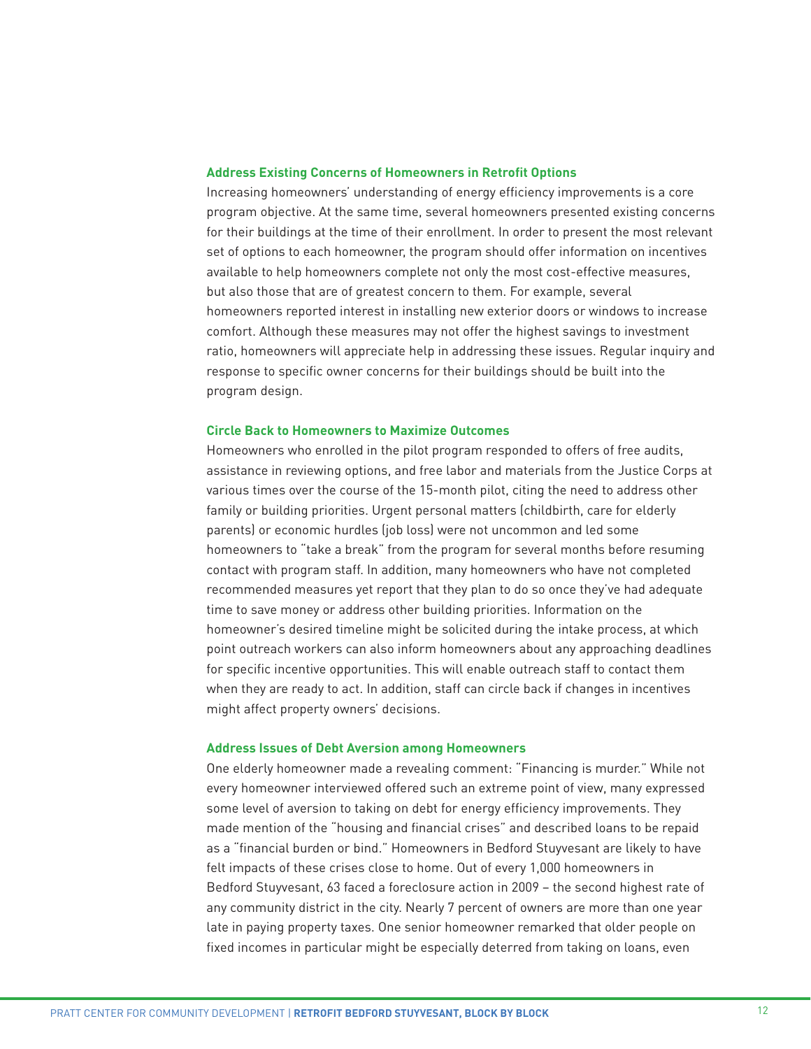### Address Existing Concerns of Homeowners in Retrofit Options

Increasing homeowners' understanding of energy efficiency improvements is a core program objective. At the same time, several homeowners presented existing concerns for their buildings at the time of their enrollment. In order to present the most relevant set of options to each homeowner, the program should offer information on incentives available to help homeowners complete not only the most cost-effective measures, but also those that are of greatest concern to them. For example, several homeowners reported interest in installing new exterior doors or windows to increase comfort. Although these measures may not offer the highest savings to investment ratio, homeowners will appreciate help in addressing these issues. Regular inquiry and response to specific owner concerns for their buildings should be built into the program design.

### Circle Back to Homeowners to Maximize Outcomes

Homeowners who enrolled in the pilot program responded to offers of free audits, assistance in reviewing options, and free labor and materials from the Justice Corps at various times over the course of the 15-month pilot, citing the need to address other family or building priorities. Urgent personal matters (childbirth, care for elderly parents) or economic hurdles (job loss) were not uncommon and led some homeowners to "take a break" from the program for several months before resuming contact with program staff. In addition, many homeowners who have not completed recommended measures yet report that they plan to do so once they've had adequate time to save money or address other building priorities. Information on the homeowner's desired timeline might be solicited during the intake process, at which point outreach workers can also inform homeowners about any approaching deadlines for specific incentive opportunities. This will enable outreach staff to contact them when they are ready to act. In addition, staff can circle back if changes in incentives might affect property owners' decisions.

### Address Issues of Debt Aversion among Homeowners

One elderly homeowner made a revealing comment: "Financing is murder." While not every homeowner interviewed offered such an extreme point of view, many expressed some level of aversion to taking on debt for energy efficiency improvements. They made mention of the "housing and financial crises" and described loans to be repaid as a "financial burden or bind." Homeowners in Bedford Stuyvesant are likely to have felt impacts of these crises close to home. Out of every 1,000 homeowners in Bedford Stuyvesant, 63 faced a foreclosure action in 2009 – the second highest rate of any community district in the city. Nearly 7 percent of owners are more than one year late in paying property taxes. One senior homeowner remarked that older people on fixed incomes in particular might be especially deterred from taking on loans, even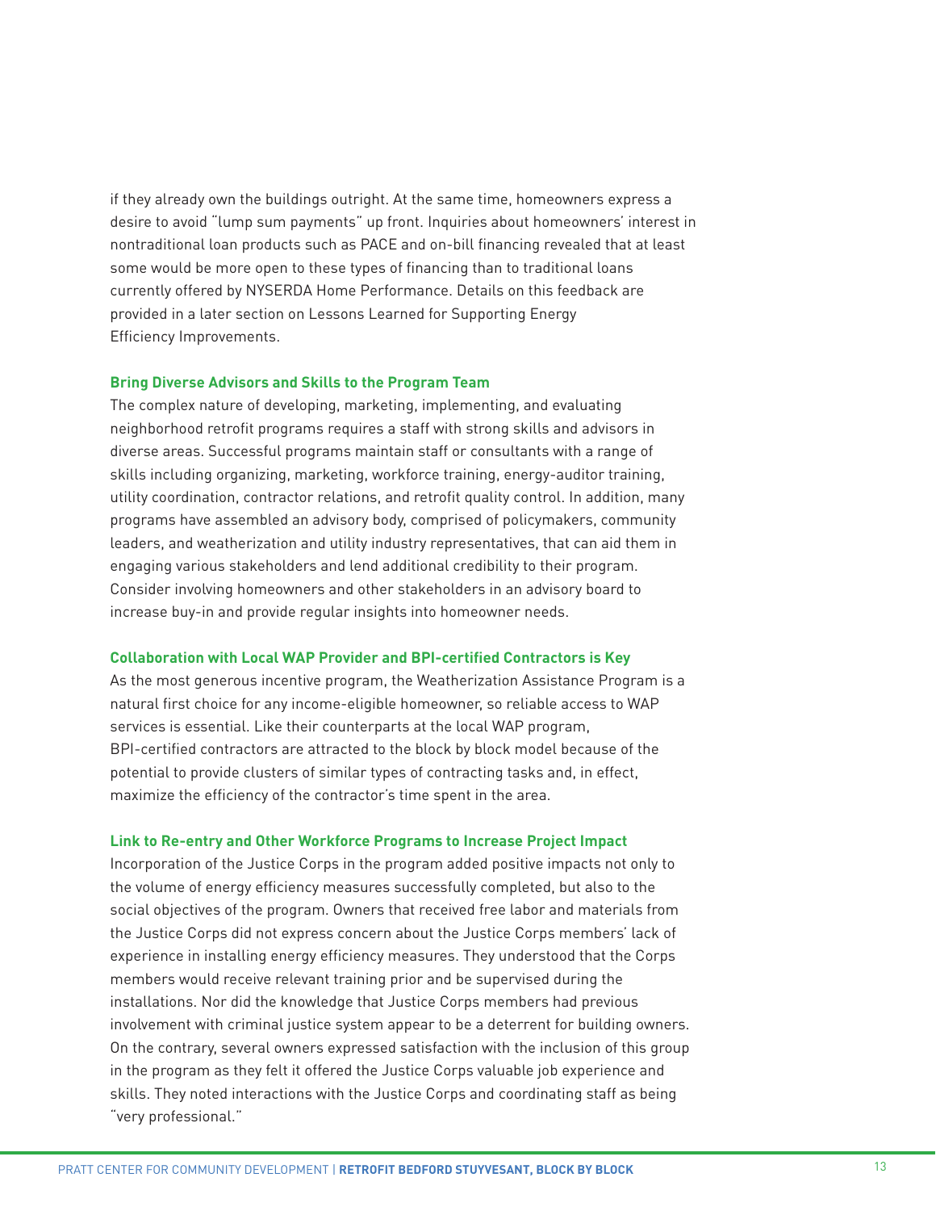if they already own the buildings outright. At the same time, homeowners express a desire to avoid "lump sum payments" up front. Inquiries about homeowners' interest in nontraditional loan products such as PACE and on-bill financing revealed that at least some would be more open to these types of financing than to traditional loans currently offered by NYSERDA Home Performance. Details on this feedback are provided in a later section on Lessons Learned for Supporting Energy Efficiency Improvements.

### Bring Diverse Advisors and Skills to the Program Team

The complex nature of developing, marketing, implementing, and evaluating neighborhood retrofit programs requires a staff with strong skills and advisors in diverse areas. Successful programs maintain staff or consultants with a range of skills including organizing, marketing, workforce training, energy-auditor training, utility coordination, contractor relations, and retrofit quality control. In addition, many programs have assembled an advisory body, comprised of policymakers, community leaders, and weatherization and utility industry representatives, that can aid them in engaging various stakeholders and lend additional credibility to their program. Consider involving homeowners and other stakeholders in an advisory board to increase buy-in and provide regular insights into homeowner needs.

### Collaboration with Local WAP Provider and BPI-certified Contractors is Key

As the most generous incentive program, the Weatherization Assistance Program is a natural first choice for any income-eligible homeowner, so reliable access to WAP services is essential. Like their counterparts at the local WAP program, BPI-certified contractors are attracted to the block by block model because of the potential to provide clusters of similar types of contracting tasks and, in effect, maximize the efficiency of the contractor's time spent in the area.

### Link to Re-entry and Other Workforce Programs to Increase Project Impact

Incorporation of the Justice Corps in the program added positive impacts not only to the volume of energy efficiency measures successfully completed, but also to the social objectives of the program. Owners that received free labor and materials from the Justice Corps did not express concern about the Justice Corps members' lack of experience in installing energy efficiency measures. They understood that the Corps members would receive relevant training prior and be supervised during the installations. Nor did the knowledge that Justice Corps members had previous involvement with criminal justice system appear to be a deterrent for building owners. On the contrary, several owners expressed satisfaction with the inclusion of this group in the program as they felt it offered the Justice Corps valuable job experience and skills. They noted interactions with the Justice Corps and coordinating staff as being "very professional."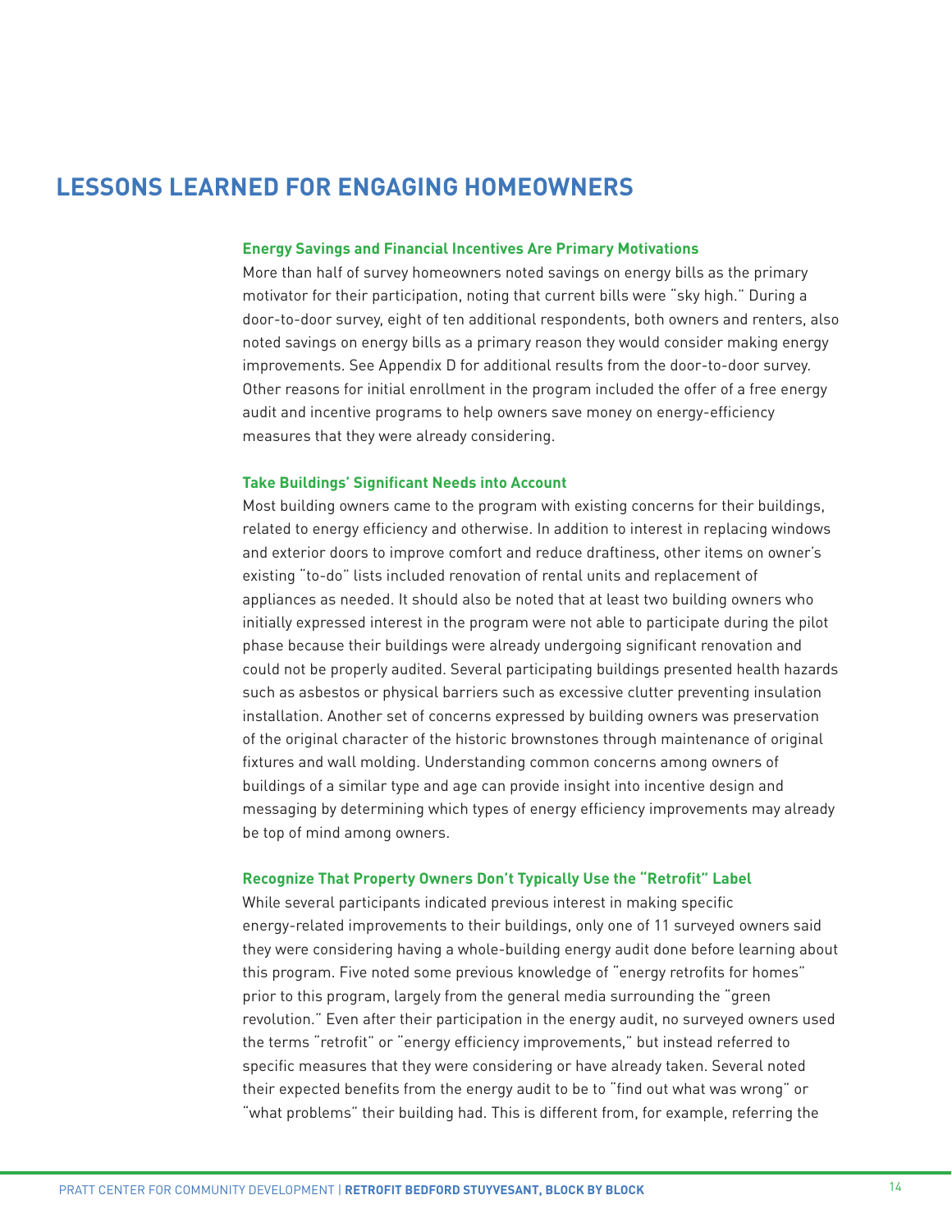# LESSONS LEARNED FOR ENGAGING HOMEOWNERS

### Energy Savings and Financial Incentives Are Primary Motivations

More than half of survey homeowners noted savings on energy bills as the primary motivator for their participation, noting that current bills were "sky high." During a door-to-door survey, eight of ten additional respondents, both owners and renters, also noted savings on energy bills as a primary reason they would consider making energy improvements. See Appendix D for additional results from the door-to-door survey. Other reasons for initial enrollment in the program included the offer of a free energy audit and incentive programs to help owners save money on energy-efficiency measures that they were already considering.

### Take Buildings' Significant Needs into Account

Most building owners came to the program with existing concerns for their buildings, related to energy efficiency and otherwise. In addition to interest in replacing windows and exterior doors to improve comfort and reduce draftiness, other items on owner's existing "to-do" lists included renovation of rental units and replacement of appliances as needed. It should also be noted that at least two building owners who initially expressed interest in the program were not able to participate during the pilot phase because their buildings were already undergoing significant renovation and could not be properly audited. Several participating buildings presented health hazards such as asbestos or physical barriers such as excessive clutter preventing insulation installation. Another set of concerns expressed by building owners was preservation of the original character of the historic brownstones through maintenance of original fixtures and wall molding. Understanding common concerns among owners of buildings of a similar type and age can provide insight into incentive design and messaging by determining which types of energy efficiency improvements may already be top of mind among owners.

### Recognize That Property Owners Don't Typically Use the "Retrofit" Label

While several participants indicated previous interest in making specific energy-related improvements to their buildings, only one of 11 surveyed owners said they were considering having a whole-building energy audit done before learning about this program. Five noted some previous knowledge of "energy retrofits for homes" prior to this program, largely from the general media surrounding the "green revolution." Even after their participation in the energy audit, no surveyed owners used the terms "retrofit" or "energy efficiency improvements," but instead referred to specific measures that they were considering or have already taken. Several noted their expected benefits from the energy audit to be to "find out what was wrong" or "what problems" their building had. This is different from, for example, referring the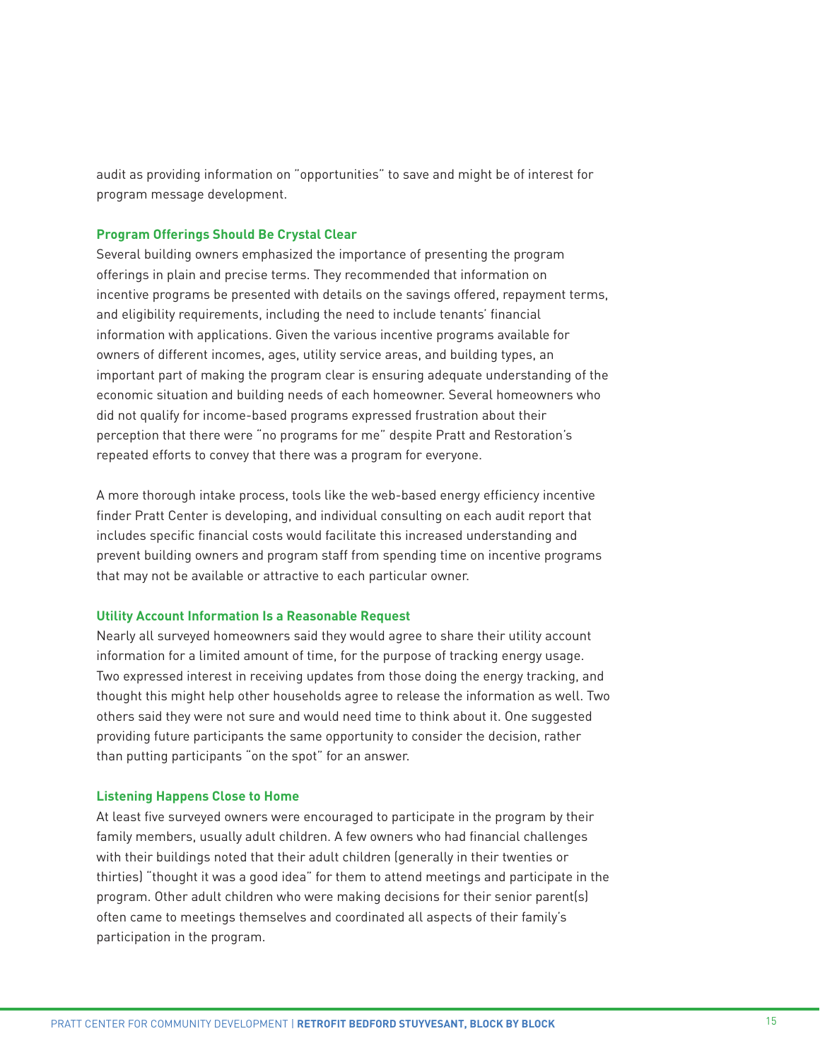audit as providing information on "opportunities" to save and might be of interest for program message development.

### Program Offerings Should Be Crystal Clear

Several building owners emphasized the importance of presenting the program offerings in plain and precise terms. They recommended that information on incentive programs be presented with details on the savings offered, repayment terms, and eligibility requirements, including the need to include tenants' financial information with applications. Given the various incentive programs available for owners of different incomes, ages, utility service areas, and building types, an important part of making the program clear is ensuring adequate understanding of the economic situation and building needs of each homeowner. Several homeowners who did not qualify for income-based programs expressed frustration about their perception that there were "no programs for me" despite Pratt and Restoration's repeated efforts to convey that there was a program for everyone.

A more thorough intake process, tools like the web-based energy efficiency incentive finder Pratt Center is developing, and individual consulting on each audit report that includes specific financial costs would facilitate this increased understanding and prevent building owners and program staff from spending time on incentive programs that may not be available or attractive to each particular owner.

### Utility Account Information Is a Reasonable Request

Nearly all surveyed homeowners said they would agree to share their utility account information for a limited amount of time, for the purpose of tracking energy usage. Two expressed interest in receiving updates from those doing the energy tracking, and thought this might help other households agree to release the information as well. Two others said they were not sure and would need time to think about it. One suggested providing future participants the same opportunity to consider the decision, rather than putting participants "on the spot" for an answer.

### Listening Happens Close to Home

At least five surveyed owners were encouraged to participate in the program by their family members, usually adult children. A few owners who had financial challenges with their buildings noted that their adult children (generally in their twenties or thirties) "thought it was a good idea" for them to attend meetings and participate in the program. Other adult children who were making decisions for their senior parent(s) often came to meetings themselves and coordinated all aspects of their family's participation in the program.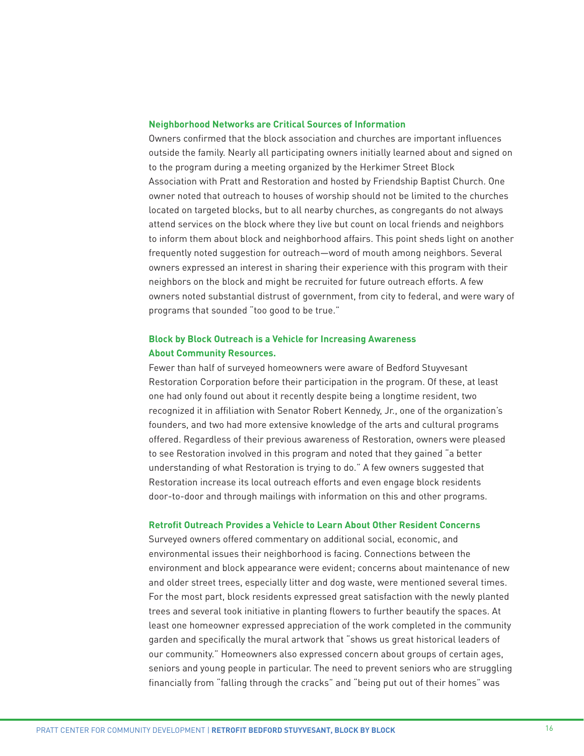### Neighborhood Networks are Critical Sources of Information

Owners confirmed that the block association and churches are important influences outside the family. Nearly all participating owners initially learned about and signed on to the program during a meeting organized by the Herkimer Street Block Association with Pratt and Restoration and hosted by Friendship Baptist Church. One owner noted that outreach to houses of worship should not be limited to the churches located on targeted blocks, but to all nearby churches, as congregants do not always attend services on the block where they live but count on local friends and neighbors to inform them about block and neighborhood affairs. This point sheds light on another frequently noted suggestion for outreach—word of mouth among neighbors. Several owners expressed an interest in sharing their experience with this program with their neighbors on the block and might be recruited for future outreach efforts. A few owners noted substantial distrust of government, from city to federal, and were wary of programs that sounded "too good to be true."

### Block by Block Outreach is a Vehicle for Increasing Awareness About Community Resources.

Fewer than half of surveyed homeowners were aware of Bedford Stuyvesant Restoration Corporation before their participation in the program. Of these, at least one had only found out about it recently despite being a longtime resident, two recognized it in affiliation with Senator Robert Kennedy, Jr., one of the organization's founders, and two had more extensive knowledge of the arts and cultural programs offered. Regardless of their previous awareness of Restoration, owners were pleased to see Restoration involved in this program and noted that they gained "a better understanding of what Restoration is trying to do." A few owners suggested that Restoration increase its local outreach efforts and even engage block residents door-to-door and through mailings with information on this and other programs.

### Retrofit Outreach Provides a Vehicle to Learn About Other Resident Concerns

Surveyed owners offered commentary on additional social, economic, and environmental issues their neighborhood is facing. Connections between the environment and block appearance were evident; concerns about maintenance of new and older street trees, especially litter and dog waste, were mentioned several times. For the most part, block residents expressed great satisfaction with the newly planted trees and several took initiative in planting flowers to further beautify the spaces. At least one homeowner expressed appreciation of the work completed in the community garden and specifically the mural artwork that "shows us great historical leaders of our community." Homeowners also expressed concern about groups of certain ages, seniors and young people in particular. The need to prevent seniors who are struggling financially from "falling through the cracks" and "being put out of their homes" was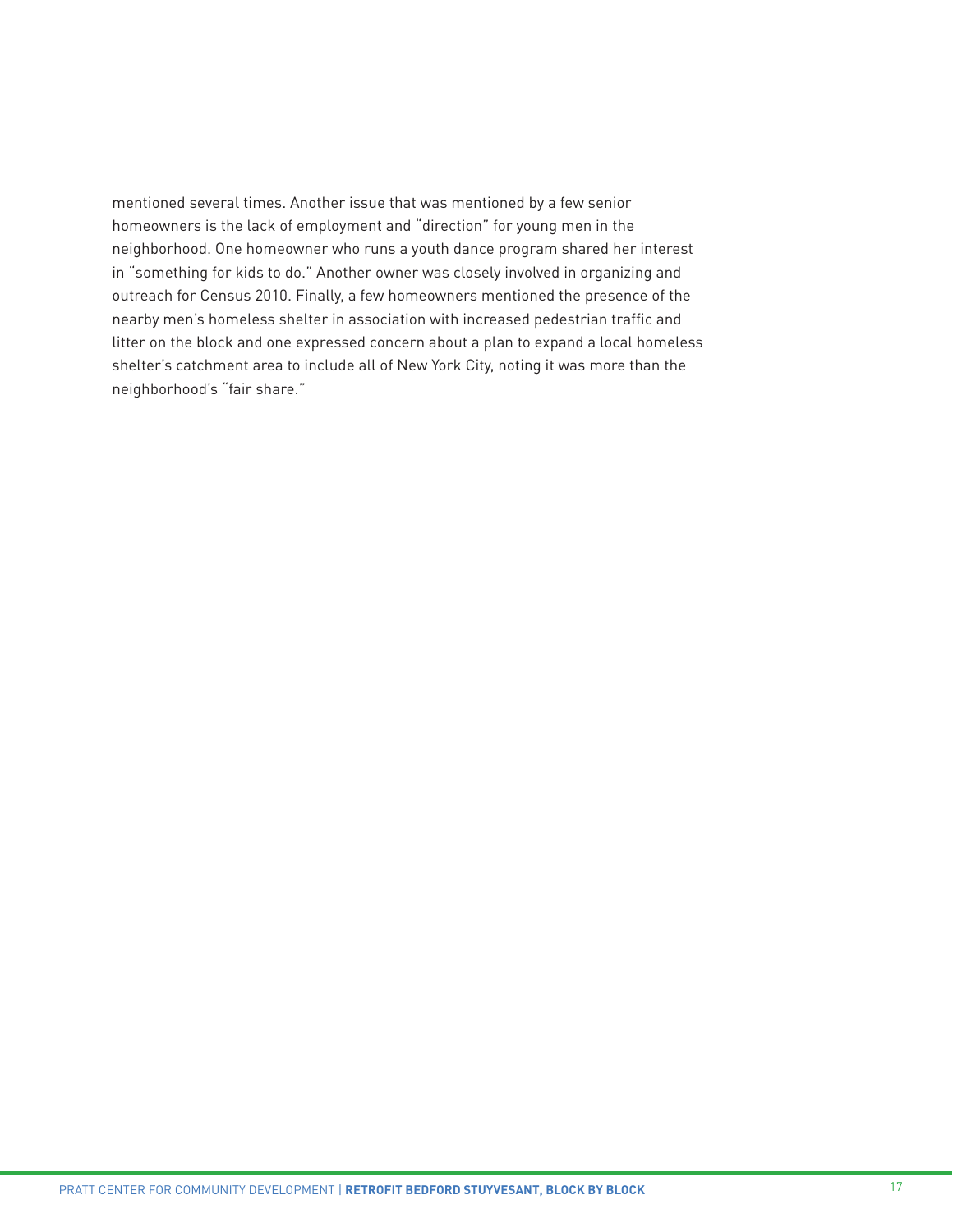mentioned several times. Another issue that was mentioned by a few senior homeowners is the lack of employment and "direction" for young men in the neighborhood. One homeowner who runs a youth dance program shared her interest in "something for kids to do." Another owner was closely involved in organizing and outreach for Census 2010. Finally, a few homeowners mentioned the presence of the nearby men's homeless shelter in association with increased pedestrian traffic and litter on the block and one expressed concern about a plan to expand a local homeless shelter's catchment area to include all of New York City, noting it was more than the neighborhood's "fair share."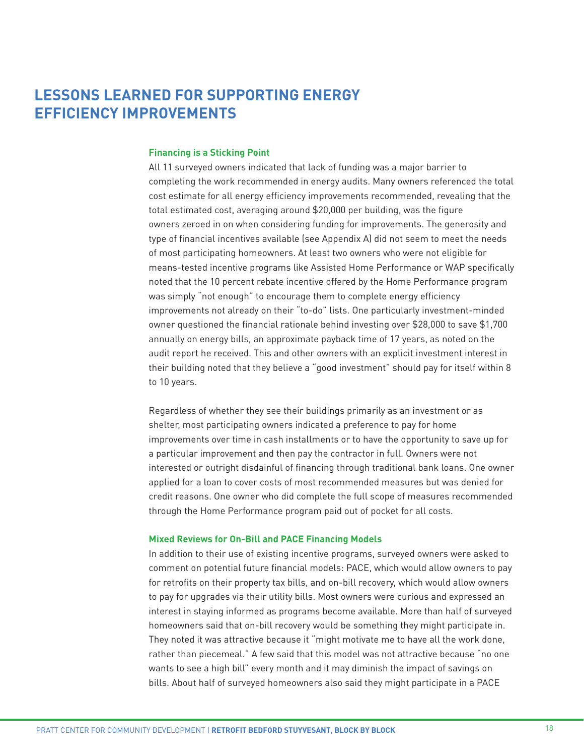# LESSONS LEARNED FOR SUPPORTING ENERGY EFFICIENCY IMPROVEMENTS

### Financing is a Sticking Point

All 11 surveyed owners indicated that lack of funding was a major barrier to completing the work recommended in energy audits. Many owners referenced the total cost estimate for all energy efficiency improvements recommended, revealing that the total estimated cost, averaging around $20,000 per building, was the figure owners zeroed in on when considering funding for improvements. The generosity and type of financial incentives available (see Appendix A) did not seem to meet the needs of most participating homeowners. At least two owners who were not eligible for means-tested incentive programs like Assisted Home Performance or WAP specifically noted that the 10 percent rebate incentive offered by the Home Performance program was simply "not enough" to encourage them to complete energy efficiency improvements not already on their "to-do" lists. One particularly investment-minded owner questioned the financial rationale behind investing over $28,000 to save $1,700 annually on energy bills, an approximate payback time of 17 years, as noted on the audit report he received. This and other owners with an explicit investment interest in their building noted that they believe a "good investment" should pay for itself within 8 to 10 years.

Regardless of whether they see their buildings primarily as an investment or as shelter, most participating owners indicated a preference to pay for home improvements over time in cash installments or to have the opportunity to save up for a particular improvement and then pay the contractor in full. Owners were not interested or outright disdainful of financing through traditional bank loans. One owner applied for a loan to cover costs of most recommended measures but was denied for credit reasons. One owner who did complete the full scope of measures recommended through the Home Performance program paid out of pocket for all costs.

### Mixed Reviews for On-Bill and PACE Financing Models

In addition to their use of existing incentive programs, surveyed owners were asked to comment on potential future financial models: PACE, which would allow owners to pay for retrofits on their property tax bills, and on-bill recovery, which would allow owners to pay for upgrades via their utility bills. Most owners were curious and expressed an interest in staying informed as programs become available. More than half of surveyed homeowners said that on-bill recovery would be something they might participate in. They noted it was attractive because it "might motivate me to have all the work done, rather than piecemeal." A few said that this model was not attractive because "no one wants to see a high bill" every month and it may diminish the impact of savings on bills. About half of surveyed homeowners also said they might participate in a PACE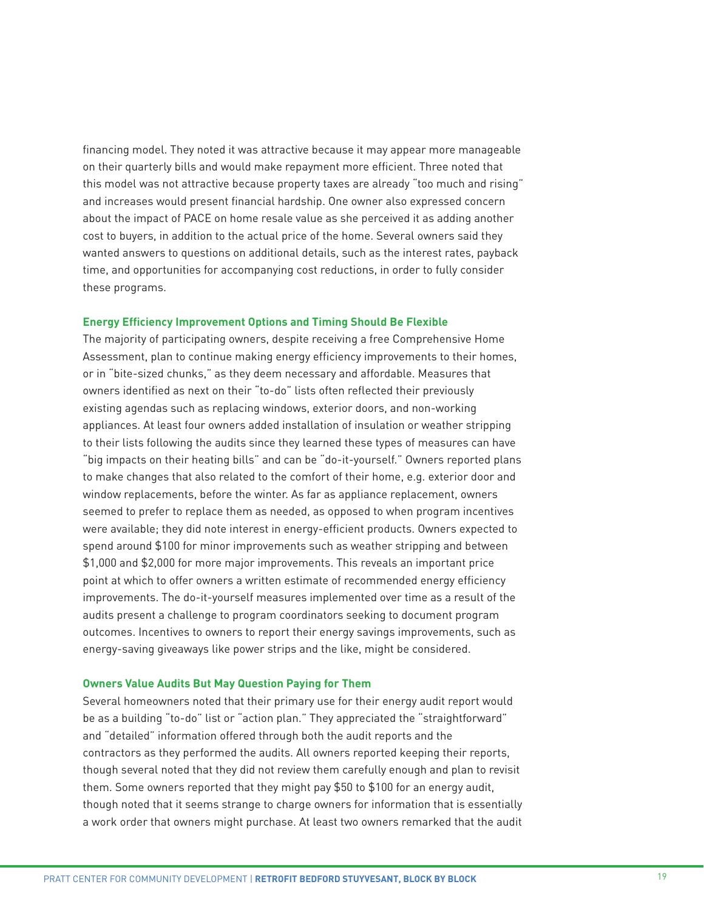financing model. They noted it was attractive because it may appear more manageable on their quarterly bills and would make repayment more efficient. Three noted that this model was not attractive because property taxes are already "too much and rising" and increases would present financial hardship. One owner also expressed concern about the impact of PACE on home resale value as she perceived it as adding another cost to buyers, in addition to the actual price of the home. Several owners said they wanted answers to questions on additional details, such as the interest rates, payback time, and opportunities for accompanying cost reductions, in order to fully consider these programs.

### Energy Efficiency Improvement Options and Timing Should Be Flexible

The majority of participating owners, despite receiving a free Comprehensive Home Assessment, plan to continue making energy efficiency improvements to their homes, or in "bite-sized chunks," as they deem necessary and affordable. Measures that owners identified as next on their "to-do" lists often reflected their previously existing agendas such as replacing windows, exterior doors, and non-working appliances. At least four owners added installation of insulation or weather stripping to their lists following the audits since they learned these types of measures can have "big impacts on their heating bills" and can be "do-it-yourself." Owners reported plans to make changes that also related to the comfort of their home, e.g. exterior door and window replacements, before the winter. As far as appliance replacement, owners seemed to prefer to replace them as needed, as opposed to when program incentives were available; they did note interest in energy-efficient products. Owners expected to spend around $100 for minor improvements such as weather stripping and between $1,000 and $2,000 for more major improvements. This reveals an important price point at which to offer owners a written estimate of recommended energy efficiency improvements. The do-it-yourself measures implemented over time as a result of the audits present a challenge to program coordinators seeking to document program outcomes. Incentives to owners to report their energy savings improvements, such as energy-saving giveaways like power strips and the like, might be considered.

### Owners Value Audits But May Question Paying for Them

Several homeowners noted that their primary use for their energy audit report would be as a building "to-do" list or "action plan." They appreciated the "straightforward" and "detailed" information offered through both the audit reports and the contractors as they performed the audits. All owners reported keeping their reports, though several noted that they did not review them carefully enough and plan to revisit them. Some owners reported that they might pay $50 to $100 for an energy audit, though noted that it seems strange to charge owners for information that is essentially a work order that owners might purchase. At least two owners remarked that the audit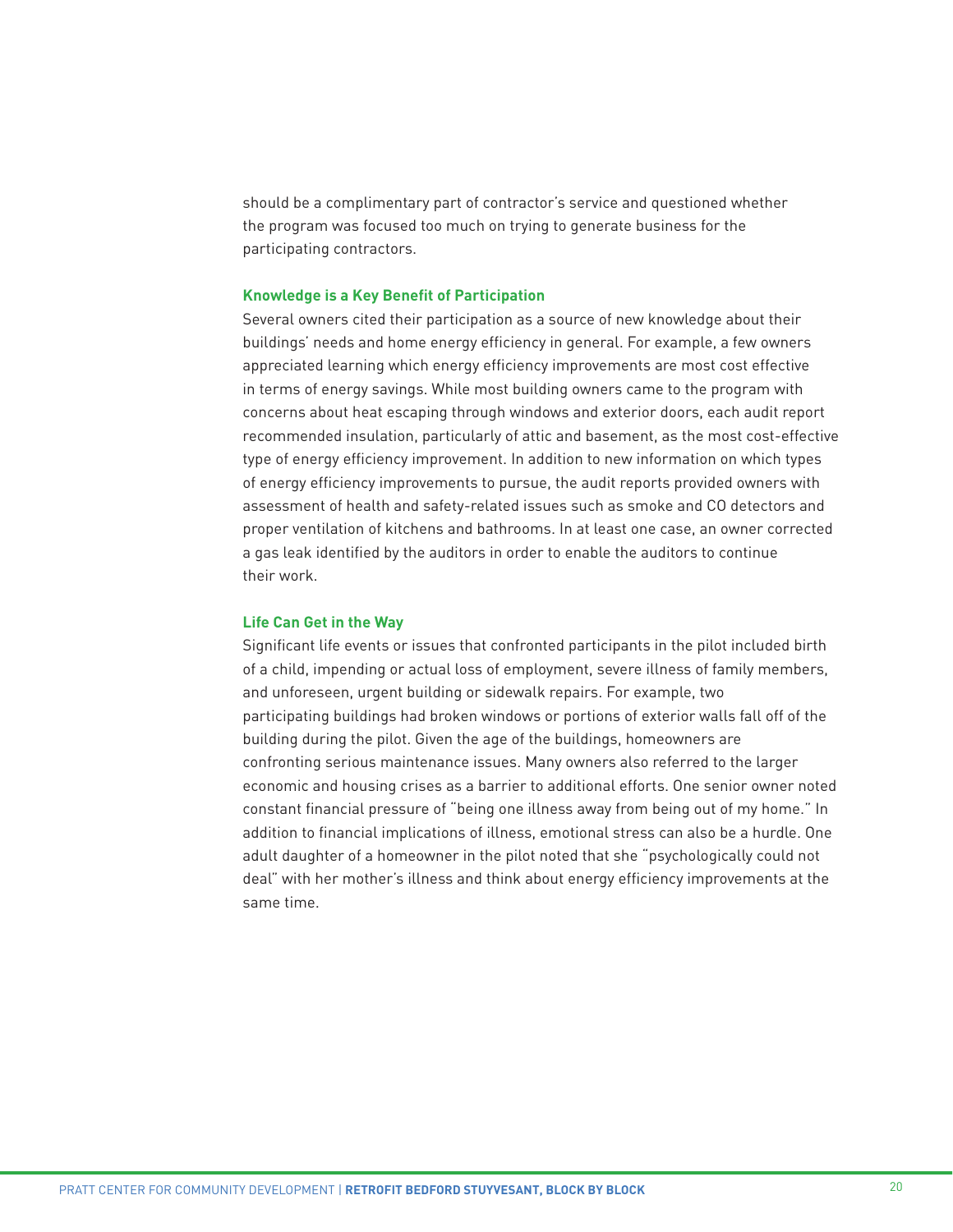should be a complimentary part of contractor's service and questioned whether the program was focused too much on trying to generate business for the participating contractors.

### Knowledge is a Key Benefit of Participation

Several owners cited their participation as a source of new knowledge about their buildings' needs and home energy efficiency in general. For example, a few owners appreciated learning which energy efficiency improvements are most cost effective in terms of energy savings. While most building owners came to the program with concerns about heat escaping through windows and exterior doors, each audit report recommended insulation, particularly of attic and basement, as the most cost-effective type of energy efficiency improvement. In addition to new information on which types of energy efficiency improvements to pursue, the audit reports provided owners with assessment of health and safety-related issues such as smoke and CO detectors and proper ventilation of kitchens and bathrooms. In at least one case, an owner corrected a gas leak identified by the auditors in order to enable the auditors to continue their work.

### Life Can Get in the Way

Significant life events or issues that confronted participants in the pilot included birth of a child, impending or actual loss of employment, severe illness of family members, and unforeseen, urgent building or sidewalk repairs. For example, two participating buildings had broken windows or portions of exterior walls fall off of the building during the pilot. Given the age of the buildings, homeowners are confronting serious maintenance issues. Many owners also referred to the larger economic and housing crises as a barrier to additional efforts. One senior owner noted constant financial pressure of "being one illness away from being out of my home." In addition to financial implications of illness, emotional stress can also be a hurdle. One adult daughter of a homeowner in the pilot noted that she "psychologically could not deal" with her mother's illness and think about energy efficiency improvements at the same time.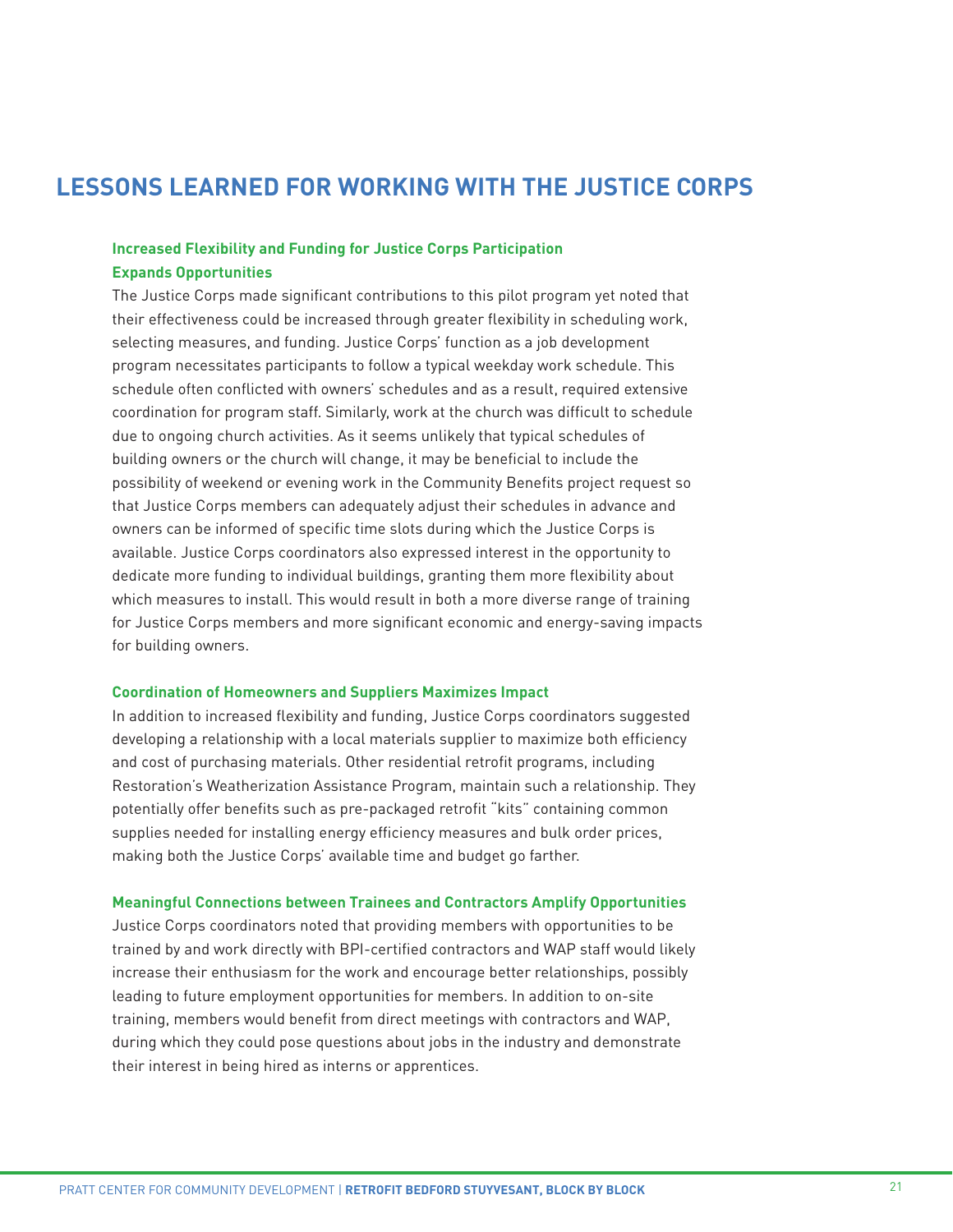## LESSONS LEARNED FOR WORKING WITH THE JUSTICE CORPS

### Increased Flexibility and Funding for Justice Corps Participation Expands Opportunities

The Justice Corps made significant contributions to this pilot program yet noted that their effectiveness could be increased through greater flexibility in scheduling work, selecting measures, and funding. Justice Corps' function as a job development program necessitates participants to follow a typical weekday work schedule. This schedule often conflicted with owners' schedules and as a result, required extensive coordination for program staff. Similarly, work at the church was difficult to schedule due to ongoing church activities. As it seems unlikely that typical schedules of building owners or the church will change, it may be beneficial to include the possibility of weekend or evening work in the Community Benefits project request so that Justice Corps members can adequately adjust their schedules in advance and owners can be informed of specific time slots during which the Justice Corps is available. Justice Corps coordinators also expressed interest in the opportunity to dedicate more funding to individual buildings, granting them more flexibility about which measures to install. This would result in both a more diverse range of training for Justice Corps members and more significant economic and energy-saving impacts for building owners.

### Coordination of Homeowners and Suppliers Maximizes Impact

In addition to increased flexibility and funding, Justice Corps coordinators suggested developing a relationship with a local materials supplier to maximize both efficiency and cost of purchasing materials. Other residential retrofit programs, including Restoration's Weatherization Assistance Program, maintain such a relationship. They potentially offer benefits such as pre-packaged retrofit "kits" containing common supplies needed for installing energy efficiency measures and bulk order prices, making both the Justice Corps' available time and budget go farther.

### Meaningful Connections between Trainees and Contractors Amplify Opportunities

Justice Corps coordinators noted that providing members with opportunities to be trained by and work directly with BPI-certified contractors and WAP staff would likely increase their enthusiasm for the work and encourage better relationships, possibly leading to future employment opportunities for members. In addition to on-site training, members would benefit from direct meetings with contractors and WAP, during which they could pose questions about jobs in the industry and demonstrate their interest in being hired as interns or apprentices.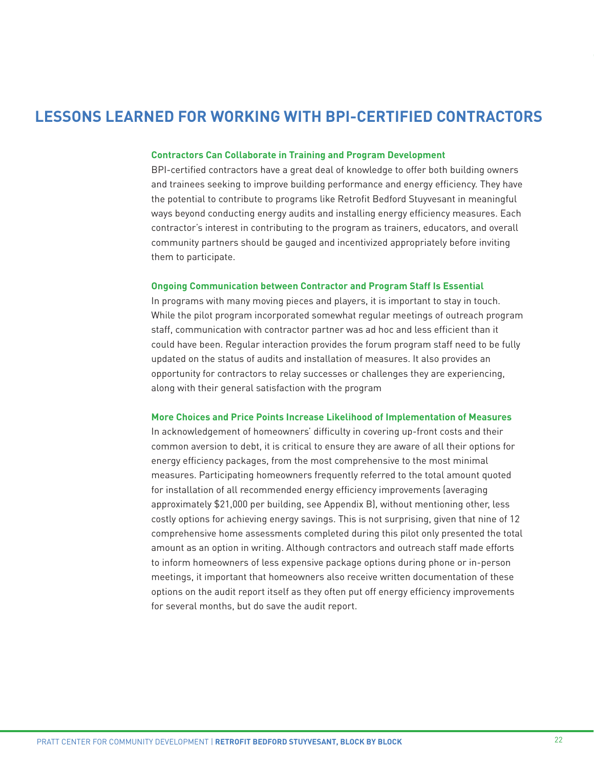## LESSONS LEARNED FOR WORKING WITH BPI-CERTIFIED CONTRACTORS

### Contractors Can Collaborate in Training and Program Development

BPI-certified contractors have a great deal of knowledge to offer both building owners and trainees seeking to improve building performance and energy efficiency. They have the potential to contribute to programs like Retrofit Bedford Stuyvesant in meaningful ways beyond conducting energy audits and installing energy efficiency measures. Each contractor's interest in contributing to the program as trainers, educators, and overall community partners should be gauged and incentivized appropriately before inviting them to participate.

### Ongoing Communication between Contractor and Program Staff Is Essential

In programs with many moving pieces and players, it is important to stay in touch. While the pilot program incorporated somewhat regular meetings of outreach program staff, communication with contractor partner was ad hoc and less efficient than it could have been. Regular interaction provides the forum program staff need to be fully updated on the status of audits and installation of measures. It also provides an opportunity for contractors to relay successes or challenges they are experiencing, along with their general satisfaction with the program

### More Choices and Price Points Increase Likelihood of Implementation of Measures

In acknowledgement of homeowners' difficulty in covering up-front costs and their common aversion to debt, it is critical to ensure they are aware of all their options for energy efficiency packages, from the most comprehensive to the most minimal measures. Participating homeowners frequently referred to the total amount quoted for installation of all recommended energy efficiency improvements (averaging approximately $21,000 per building, see Appendix B), without mentioning other, less costly options for achieving energy savings. This is not surprising, given that nine of 12 comprehensive home assessments completed during this pilot only presented the total amount as an option in writing. Although contractors and outreach staff made efforts to inform homeowners of less expensive package options during phone or in-person meetings, it important that homeowners also receive written documentation of these options on the audit report itself as they often put off energy efficiency improvements for several months, but do save the audit report.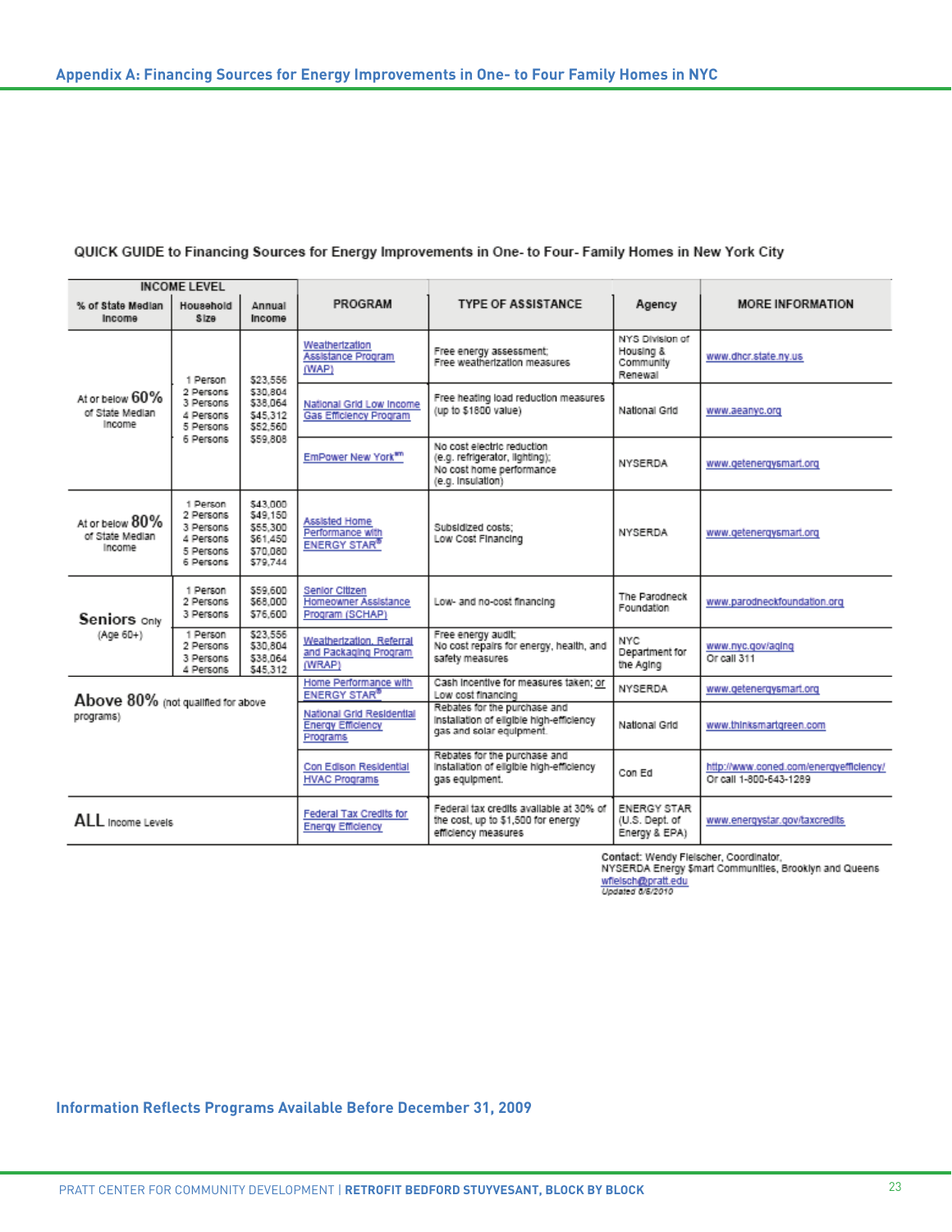## Appendix A: Financing Sources for Energy Improvements in One- to Four Family Homes in NYC

QUICK GUIDE to Financing Sources for Energy Improvements in One- to Four- Family Homes in New York City

| INCOME LEVEL | | | PROGRAM | TYPE OF ASSISTANCE | Agency | MORE INFORMATION |
|---|---|---|---|---|---|---|
| **% of State Median Income** | **Household Size** | **Annual Income** | | | | |
| At or below **60%** of State Median Income | 1 Person<br>2 Persons<br>3 Persons<br>4 Persons<br>5 Persons<br>6 Persons | $23,556<br>$30,804<br>$38,064<br>$45,312<br>$52,560<br>$59,808 | Weatherization Assistance Program (WAP) | Free energy assessment;<br>Free weatherization measures | NYS Division of Housing & Community Renewal | www.dhcr.state.ny.us |
| | | | National Grid Low Income Gas Efficiency Program | Free heating load reduction measures (up to $1800 value) | National Grid | www.aeanyc.org |
| | | | EmPower New York[SM] | No cost electric reduction (e.g. refrigerator, lighting);<br>No cost home performance (e.g. insulation) | NYSERDA | www.getenergysmart.org |
| At or below **80%** of State Median Income | 1 Person<br>2 Persons<br>3 Persons<br>4 Persons<br>5 Persons<br>6 Persons | $43,000<br>$49,150<br>$55,300<br>$61,450<br>$70,080<br>$79,744 | Assisted Home Performance with ENERGY STAR® | Subsidized costs;<br>Low Cost Financing | NYSERDA | www.getenergysmart.org |
| **Seniors** Only (Age 60+) | 1 Person<br>2 Persons<br>3 Persons | $59,600<br>$68,000<br>$76,600 | Senior Citizen Homeowner Assistance Program (SCHAP) | Low- and no-cost financing | The Parodneck Foundation | www.parodneckfoundation.org |
| | 1 Person<br>2 Persons<br>3 Persons<br>4 Persons | $23,556<br>$30,804<br>$38,064<br>$45,312 | Weatherization, Referral and Packaging Program (WRAP) | Free energy audit;<br>No cost repairs for energy, health, and safety measures | NYC Department for the Aging | www.nyc.gov/aging<br>Or call 311 |
| **Above 80%** (not qualified for above programs) | | | Home Performance with ENERGY STAR® | Cash incentive for measures taken; or Low cost financing | NYSERDA | www.getenergysmart.org |
| | | | National Grid Residential Energy Efficiency Programs | Rebates for the purchase and installation of eligible high-efficiency gas and solar equipment. | National Grid | www.thinksmartgreen.com |
| | | | Con Edison Residential HVAC Programs | Rebates for the purchase and installation of eligible high-efficiency gas equipment. | Con Ed | http://www.coned.com/energyefficiency/<br>Or call 1-800-643-1289 |
| **ALL** Income Levels | | | Federal Tax Credits for Energy Efficiency | Federal tax credits available at 30% of the cost, up to $1,500 for energy efficiency measures | ENERGY STAR (U.S. Dept. of Energy & EPA) | www.energystar.gov/taxcredits |

**Contact:** Wendy Fleischer, Coordinator,
NYSERDA Energy $mart Communities, Brooklyn and Queens
wfleisch@pratt.edu
*Updated 8/6/2010*

**Information Reflects Programs Available Before December 31, 2009**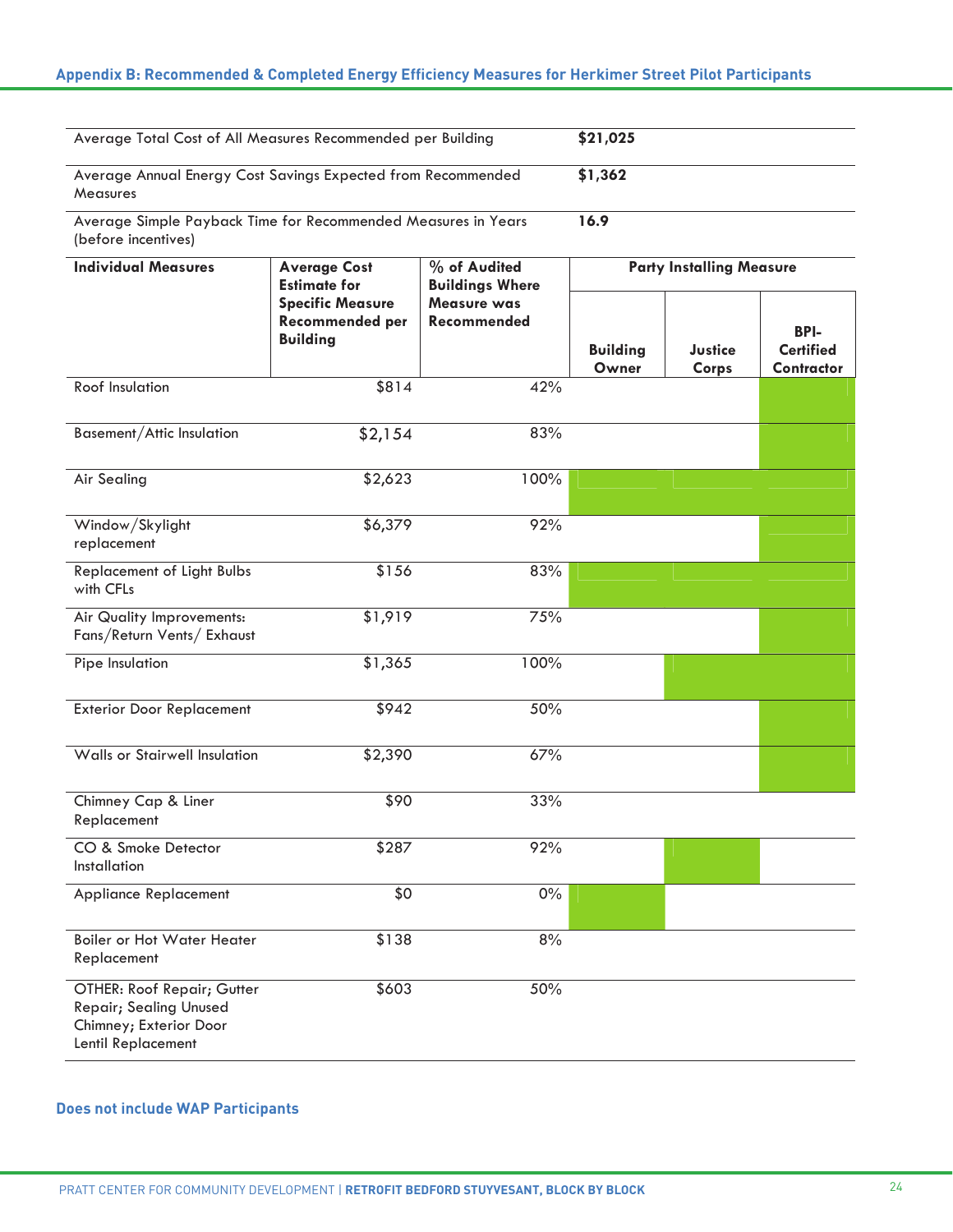## Appendix B: Recommended & Completed Energy Efficiency Measures for Herkimer Street Pilot Participants

| | |
|---|---|
| Average Total Cost of All Measures Recommended per Building | **$21,025** |
| Average Annual Energy Cost Savings Expected from Recommended Measures | **$1,362** |
| Average Simple Payback Time for Recommended Measures in Years (before incentives) | **16.9** |

| Individual Measures | Average Cost Estimate for Specific Measure Recommended per Building | % of Audited Buildings Where Measure was Recommended | Party Installing Measure | | |
|---|---|---|---|---|---|
| | | | Building Owner | Justice Corps | BPI-Certified Contractor |
| Roof Insulation | $814 | 42% | | | |
| Basement/Attic Insulation | $2,154 | 83% | | | |
| Air Sealing | $2,623 | 100% | | | |
| Window/Skylight replacement | $6,379 | 92% | | | |
| Replacement of Light Bulbs with CFLs | $156 | 83% | | | |
| Air Quality Improvements: Fans/Return Vents/ Exhaust | $1,919 | 75% | | | |
| Pipe Insulation | $1,365 | 100% | | | |
| Exterior Door Replacement | $942 | 50% | | | |
| Walls or Stairwell Insulation | $2,390 | 67% | | | |
| Chimney Cap & Liner Replacement | $90 | 33% | | | |
| CO & Smoke Detector Installation | $287 | 92% | | | |
| Appliance Replacement | $0 | 0% | | | |
| Boiler or Hot Water Heater Replacement | $138 | 8% | | | |
| OTHER: Roof Repair; Gutter Repair; Sealing Unused Chimney; Exterior Door Lentil Replacement | $603 | 50% | | | |

**Does not include WAP Participants**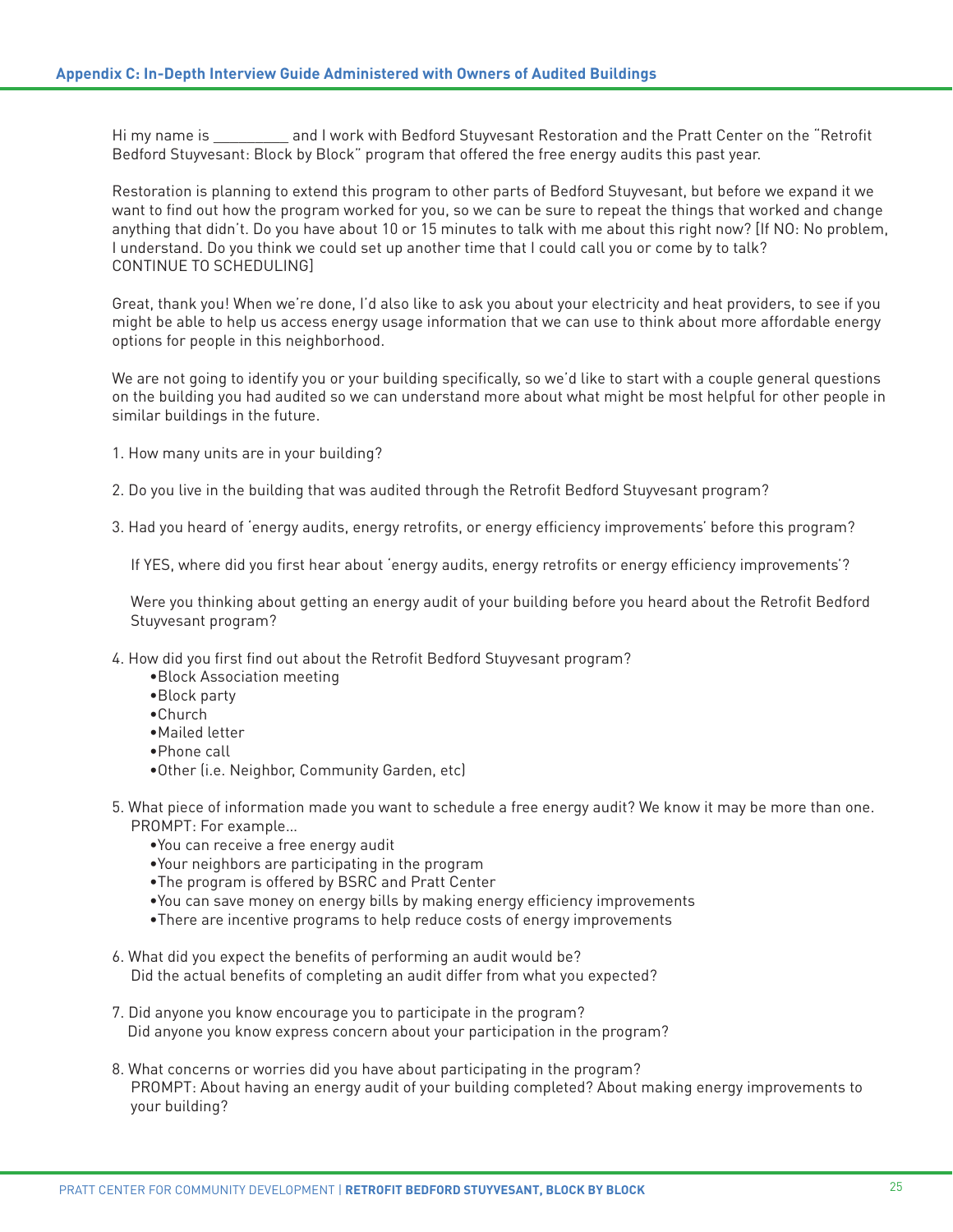## Appendix C: In-Depth Interview Guide Administered with Owners of Audited Buildings

Hi my name is __________ and I work with Bedford Stuyvesant Restoration and the Pratt Center on the "Retrofit Bedford Stuyvesant: Block by Block" program that offered the free energy audits this past year.

Restoration is planning to extend this program to other parts of Bedford Stuyvesant, but before we expand it we want to find out how the program worked for you, so we can be sure to repeat the things that worked and change anything that didn't. Do you have about 10 or 15 minutes to talk with me about this right now? [If NO: No problem, I understand. Do you think we could set up another time that I could call you or come by to talk? CONTINUE TO SCHEDULING]

Great, thank you! When we're done, I'd also like to ask you about your electricity and heat providers, to see if you might be able to help us access energy usage information that we can use to think about more affordable energy options for people in this neighborhood.

We are not going to identify you or your building specifically, so we'd like to start with a couple general questions on the building you had audited so we can understand more about what might be most helpful for other people in similar buildings in the future.

1. How many units are in your building?

2. Do you live in the building that was audited through the Retrofit Bedford Stuyvesant program?

3. Had you heard of 'energy audits, energy retrofits, or energy efficiency improvements' before this program?

   If YES, where did you first hear about 'energy audits, energy retrofits or energy efficiency improvements'?

   Were you thinking about getting an energy audit of your building before you heard about the Retrofit Bedford Stuyvesant program?

4. How did you first find out about the Retrofit Bedford Stuyvesant program?
   - Block Association meeting
   - Block party
   - Church
   - Mailed letter
   - Phone call
   - Other (i.e. Neighbor, Community Garden, etc)

5. What piece of information made you want to schedule a free energy audit? We know it may be more than one.
   PROMPT: For example…
   - You can receive a free energy audit
   - Your neighbors are participating in the program
   - The program is offered by BSRC and Pratt Center
   - You can save money on energy bills by making energy efficiency improvements
   - There are incentive programs to help reduce costs of energy improvements

6. What did you expect the benefits of performing an audit would be?
   Did the actual benefits of completing an audit differ from what you expected?

7. Did anyone you know encourage you to participate in the program?
   Did anyone you know express concern about your participation in the program?

8. What concerns or worries did you have about participating in the program?
   PROMPT: About having an energy audit of your building completed? About making energy improvements to your building?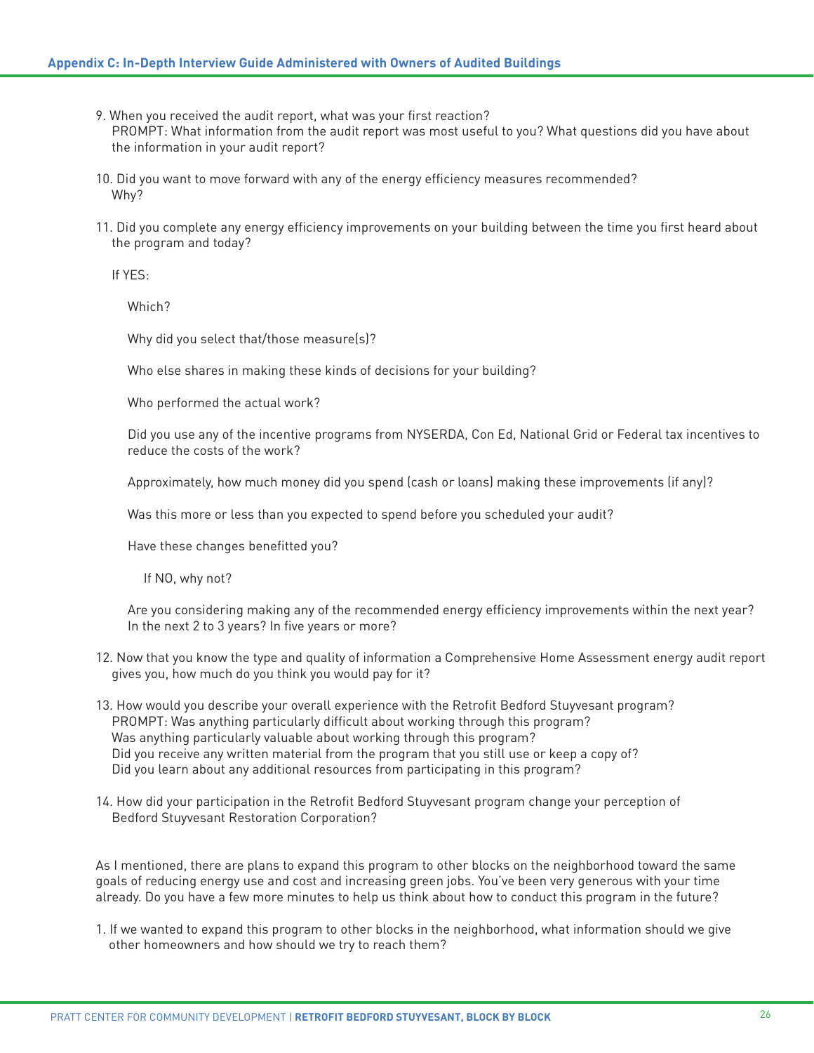9. When you received the audit report, what was your first reaction?
   PROMPT: What information from the audit report was most useful to you? What questions did you have about the information in your audit report?

10. Did you want to move forward with any of the energy efficiency measures recommended? Why?

11. Did you complete any energy efficiency improvements on your building between the time you first heard about the program and today?

    If YES:

    Which?

    Why did you select that/those measure(s)?

    Who else shares in making these kinds of decisions for your building?

    Who performed the actual work?

    Did you use any of the incentive programs from NYSERDA, Con Ed, National Grid or Federal tax incentives to reduce the costs of the work?

    Approximately, how much money did you spend (cash or loans) making these improvements (if any)?

    Was this more or less than you expected to spend before you scheduled your audit?

    Have these changes benefitted you?

    If NO, why not?

    Are you considering making any of the recommended energy efficiency improvements within the next year? In the next 2 to 3 years? In five years or more?

12. Now that you know the type and quality of information a Comprehensive Home Assessment energy audit report gives you, how much do you think you would pay for it?

13. How would you describe your overall experience with the Retrofit Bedford Stuyvesant program?
    PROMPT: Was anything particularly difficult about working through this program?
    Was anything particularly valuable about working through this program?
    Did you receive any written material from the program that you still use or keep a copy of?
    Did you learn about any additional resources from participating in this program?

14. How did your participation in the Retrofit Bedford Stuyvesant program change your perception of Bedford Stuyvesant Restoration Corporation?

As I mentioned, there are plans to expand this program to other blocks on the neighborhood toward the same goals of reducing energy use and cost and increasing green jobs. You've been very generous with your time already. Do you have a few more minutes to help us think about how to conduct this program in the future?

1. If we wanted to expand this program to other blocks in the neighborhood, what information should we give other homeowners and how should we try to reach them?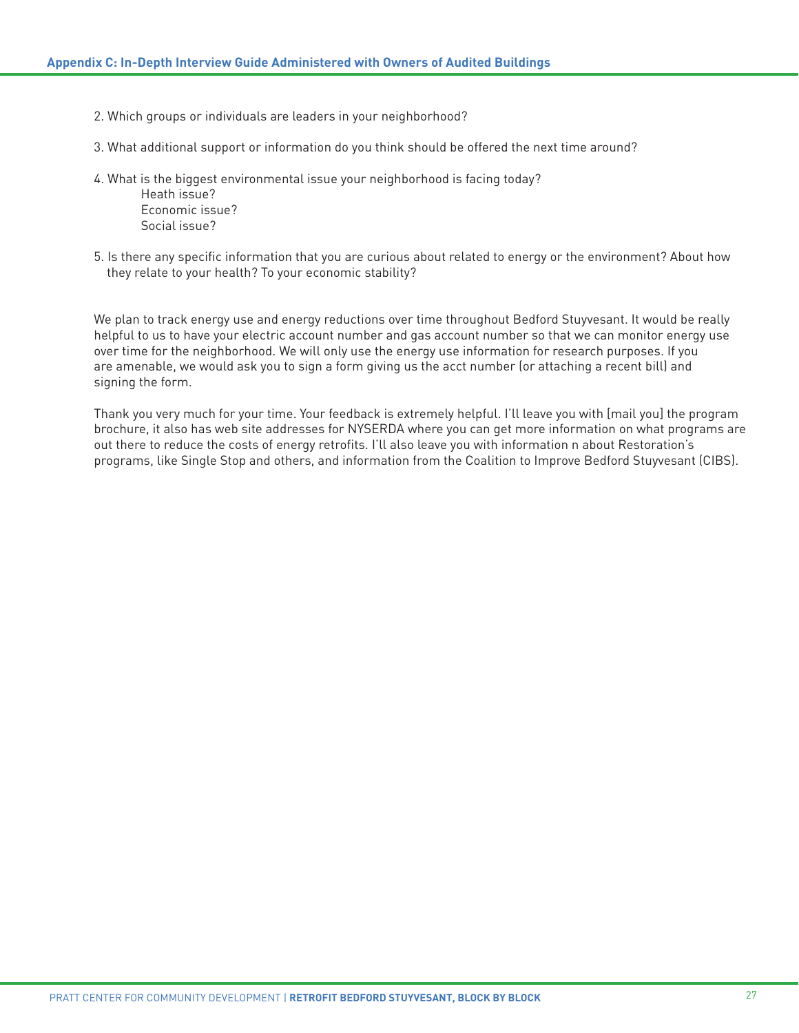## Appendix C: In-Depth Interview Guide Administered with Owners of Audited Buildings

2. Which groups or individuals are leaders in your neighborhood?

3. What additional support or information do you think should be offered the next time around?

4. What is the biggest environmental issue your neighborhood is facing today?
   - Heath issue?
   - Economic issue?
   - Social issue?

5. Is there any specific information that you are curious about related to energy or the environment? About how they relate to your health? To your economic stability?

We plan to track energy use and energy reductions over time throughout Bedford Stuyvesant. It would be really helpful to us to have your electric account number and gas account number so that we can monitor energy use over time for the neighborhood. We will only use the energy use information for research purposes. If you are amenable, we would ask you to sign a form giving us the acct number (or attaching a recent bill) and signing the form.

Thank you very much for your time. Your feedback is extremely helpful. I'll leave you with [mail you] the program brochure, it also has web site addresses for NYSERDA where you can get more information on what programs are out there to reduce the costs of energy retrofits. I'll also leave you with information n about Restoration's programs, like Single Stop and others, and information from the Coalition to Improve Bedford Stuyvesant (CIBS).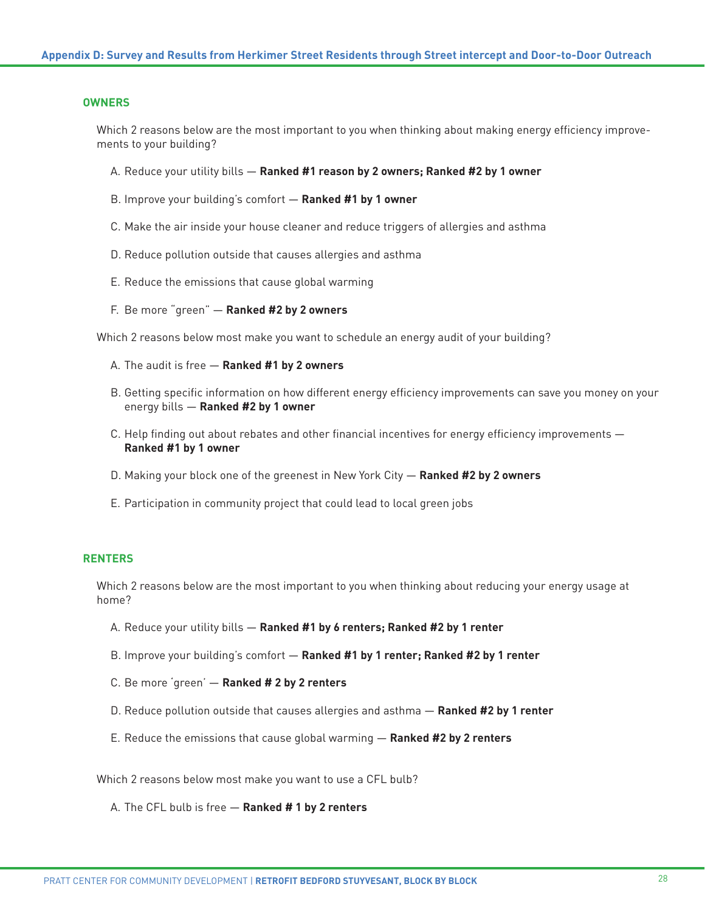## Appendix D: Survey and Results from Herkimer Street Residents through Street intercept and Door-to-Door Outreach

### OWNERS

Which 2 reasons below are the most important to you when thinking about making energy efficiency improvements to your building?

A. Reduce your utility bills — **Ranked #1 reason by 2 owners; Ranked #2 by 1 owner**

B. Improve your building's comfort — **Ranked #1 by 1 owner**

C. Make the air inside your house cleaner and reduce triggers of allergies and asthma

D. Reduce pollution outside that causes allergies and asthma

E. Reduce the emissions that cause global warming

F. Be more "green" — **Ranked #2 by 2 owners**

Which 2 reasons below most make you want to schedule an energy audit of your building?

A. The audit is free — **Ranked #1 by 2 owners**

B. Getting specific information on how different energy efficiency improvements can save you money on your energy bills — **Ranked #2 by 1 owner**

C. Help finding out about rebates and other financial incentives for energy efficiency improvements — **Ranked #1 by 1 owner**

D. Making your block one of the greenest in New York City — **Ranked #2 by 2 owners**

E. Participation in community project that could lead to local green jobs

### RENTERS

Which 2 reasons below are the most important to you when thinking about reducing your energy usage at home?

A. Reduce your utility bills — **Ranked #1 by 6 renters; Ranked #2 by 1 renter**

B. Improve your building's comfort — **Ranked #1 by 1 renter; Ranked #2 by 1 renter**

C. Be more 'green' — **Ranked # 2 by 2 renters**

D. Reduce pollution outside that causes allergies and asthma — **Ranked #2 by 1 renter**

E. Reduce the emissions that cause global warming — **Ranked #2 by 2 renters**

Which 2 reasons below most make you want to use a CFL bulb?

A. The CFL bulb is free — **Ranked # 1 by 2 renters**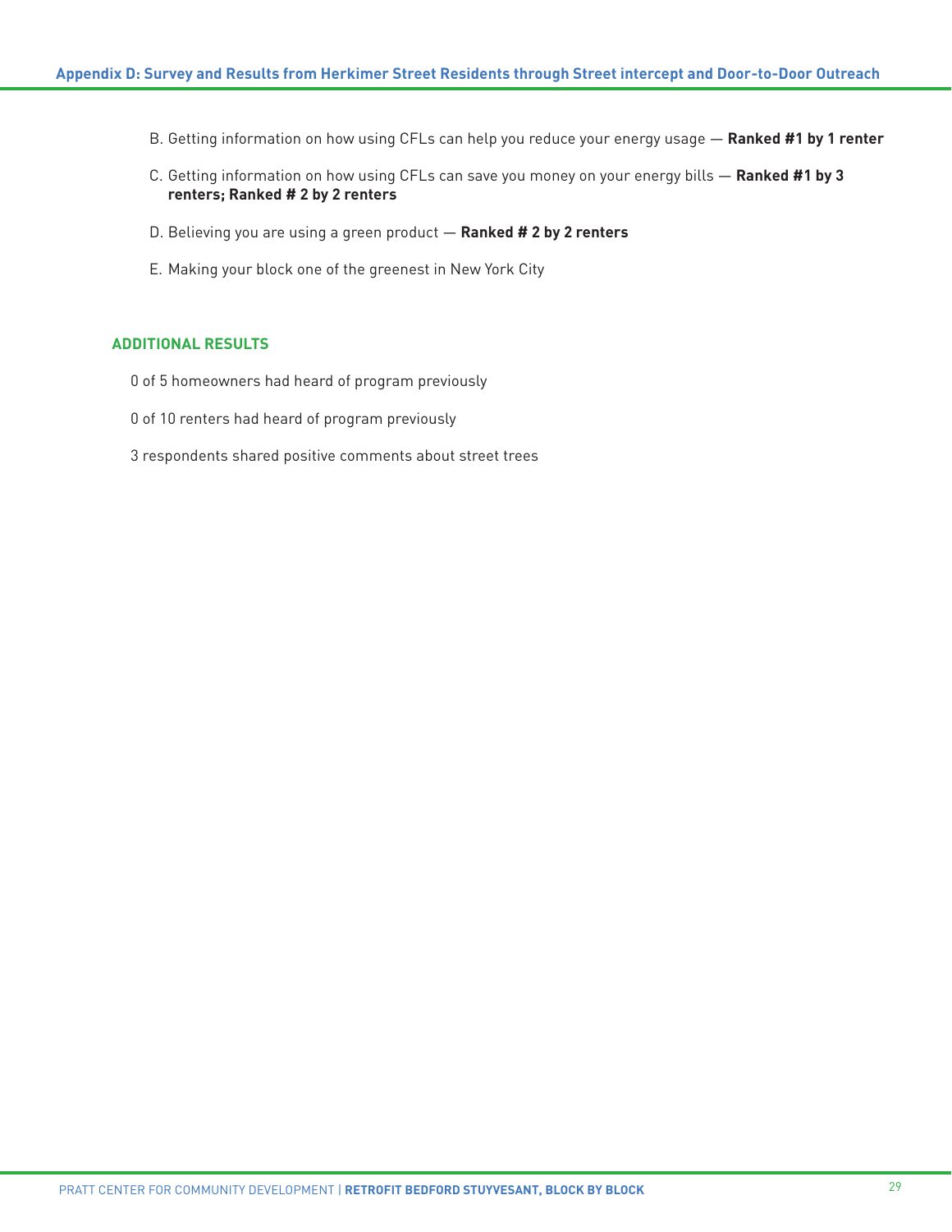B. Getting information on how using CFLs can help you reduce your energy usage — **Ranked #1 by 1 renter**

C. Getting information on how using CFLs can save you money on your energy bills — **Ranked #1 by 3 renters; Ranked # 2 by 2 renters**

D. Believing you are using a green product — **Ranked # 2 by 2 renters**

E. Making your block one of the greenest in New York City

## ADDITIONAL RESULTS

0 of 5 homeowners had heard of program previously

0 of 10 renters had heard of program previously

3 respondents shared positive comments about street trees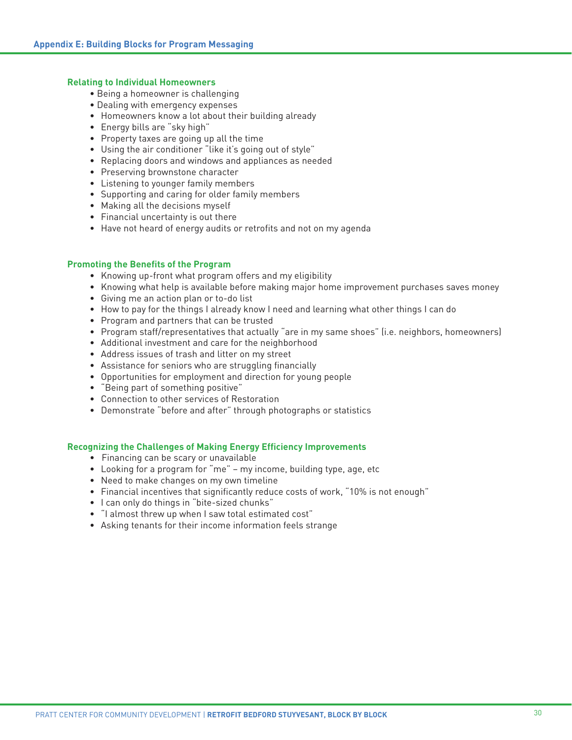## Appendix E: Building Blocks for Program Messaging

### Relating to Individual Homeowners

- Being a homeowner is challenging
- Dealing with emergency expenses
- Homeowners know a lot about their building already
- Energy bills are "sky high"
- Property taxes are going up all the time
- Using the air conditioner "like it's going out of style"
- Replacing doors and windows and appliances as needed
- Preserving brownstone character
- Listening to younger family members
- Supporting and caring for older family members
- Making all the decisions myself
- Financial uncertainty is out there
- Have not heard of energy audits or retrofits and not on my agenda

### Promoting the Benefits of the Program

- Knowing up-front what program offers and my eligibility
- Knowing what help is available before making major home improvement purchases saves money
- Giving me an action plan or to-do list
- How to pay for the things I already know I need and learning what other things I can do
- Program and partners that can be trusted
- Program staff/representatives that actually "are in my same shoes" (i.e. neighbors, homeowners)
- Additional investment and care for the neighborhood
- Address issues of trash and litter on my street
- Assistance for seniors who are struggling financially
- Opportunities for employment and direction for young people
- "Being part of something positive"
- Connection to other services of Restoration
- Demonstrate "before and after" through photographs or statistics

### Recognizing the Challenges of Making Energy Efficiency Improvements

- Financing can be scary or unavailable
- Looking for a program for "me" – my income, building type, age, etc
- Need to make changes on my own timeline
- Financial incentives that significantly reduce costs of work, "10% is not enough"
- I can only do things in "bite-sized chunks"
- "I almost threw up when I saw total estimated cost"
- Asking tenants for their income information feels strange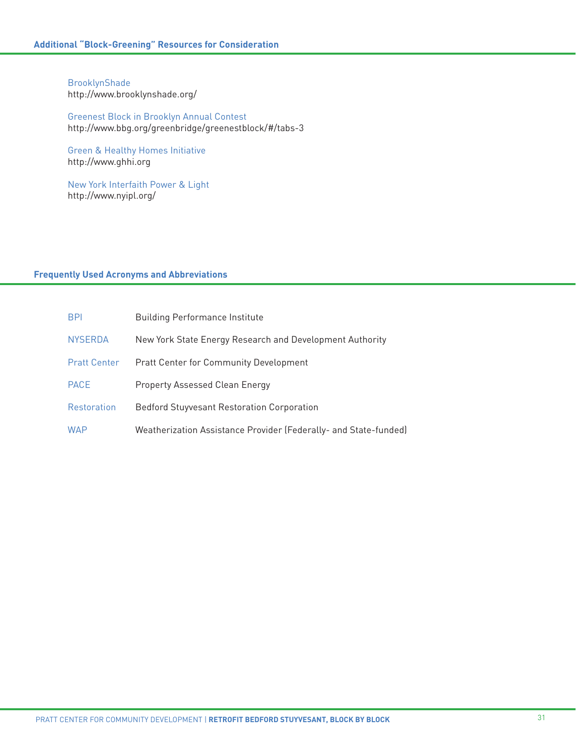## Additional "Block-Greening" Resources for Consideration

BrooklynShade
http://www.brooklynshade.org/

Greenest Block in Brooklyn Annual Contest
http://www.bbg.org/greenbridge/greenestblock/#/tabs-3

Green & Healthy Homes Initiative
http://www.ghhi.org

New York Interfaith Power & Light
http://www.nyipl.org/

## Frequently Used Acronyms and Abbreviations

| | |
|---|---|
| BPI | Building Performance Institute |
| NYSERDA | New York State Energy Research and Development Authority |
| Pratt Center | Pratt Center for Community Development |
| PACE | Property Assessed Clean Energy |
| Restoration | Bedford Stuyvesant Restoration Corporation |
| WAP | Weatherization Assistance Provider (Federally- and State-funded) |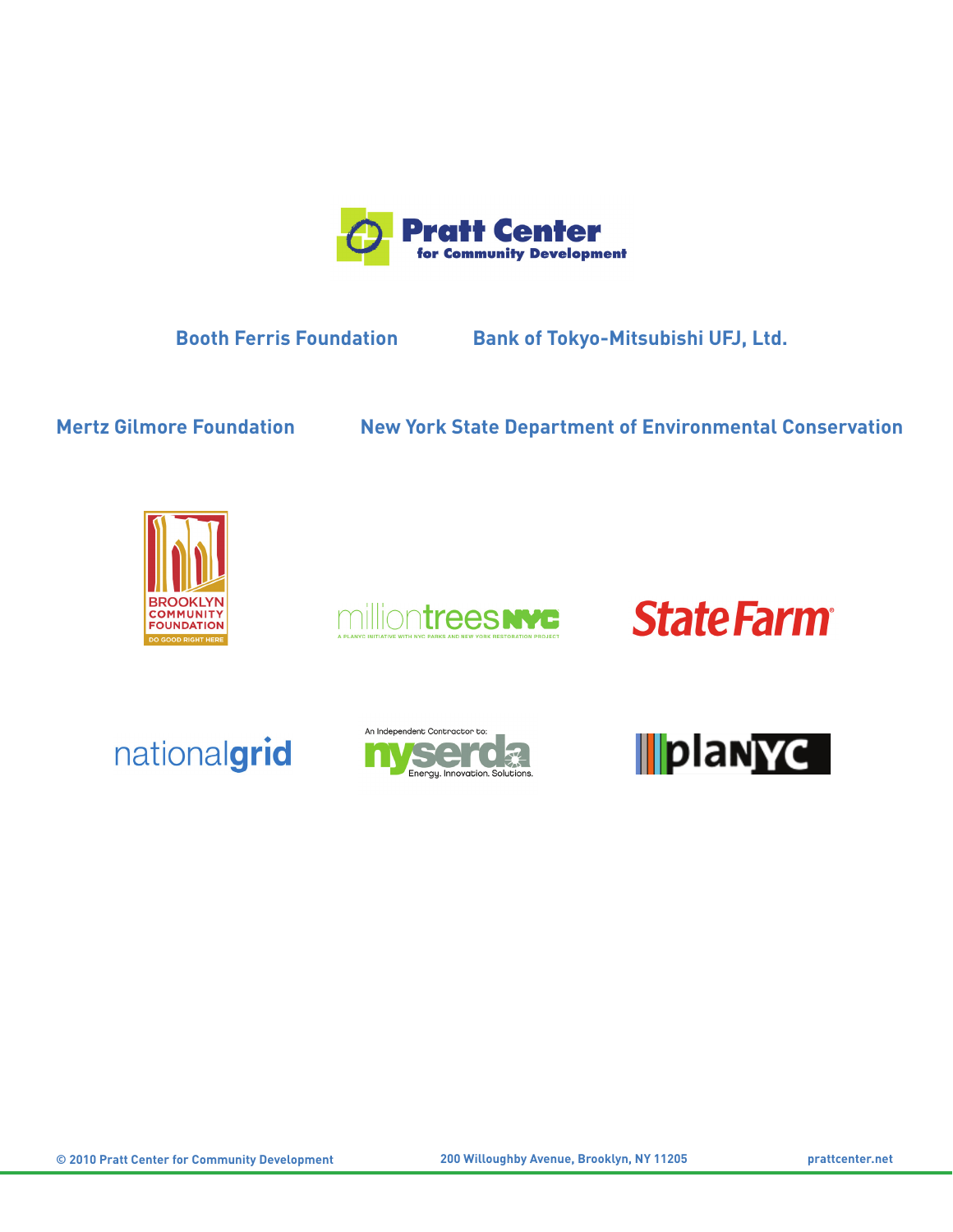Pratt Center for Community Development

Booth Ferris Foundation

Bank of Tokyo-Mitsubishi UFJ, Ltd.

Mertz Gilmore Foundation

New York State Department of Environmental Conservation

BROOKLYN COMMUNITY FOUNDATION
DO GOOD RIGHT HERE

milliontreesNYC
A PLANYC INITIATIVE WITH NYC PARKS AND NEW YORK RESTORATION PROJECT

State Farm

nationalgrid

An Independent Contractor to: nyserda Energy. Innovation. Solutions.

planYC

© 2010 Pratt Center for Community Development

200 Willoughby Avenue, Brooklyn, NY 11205

prattcenter.net